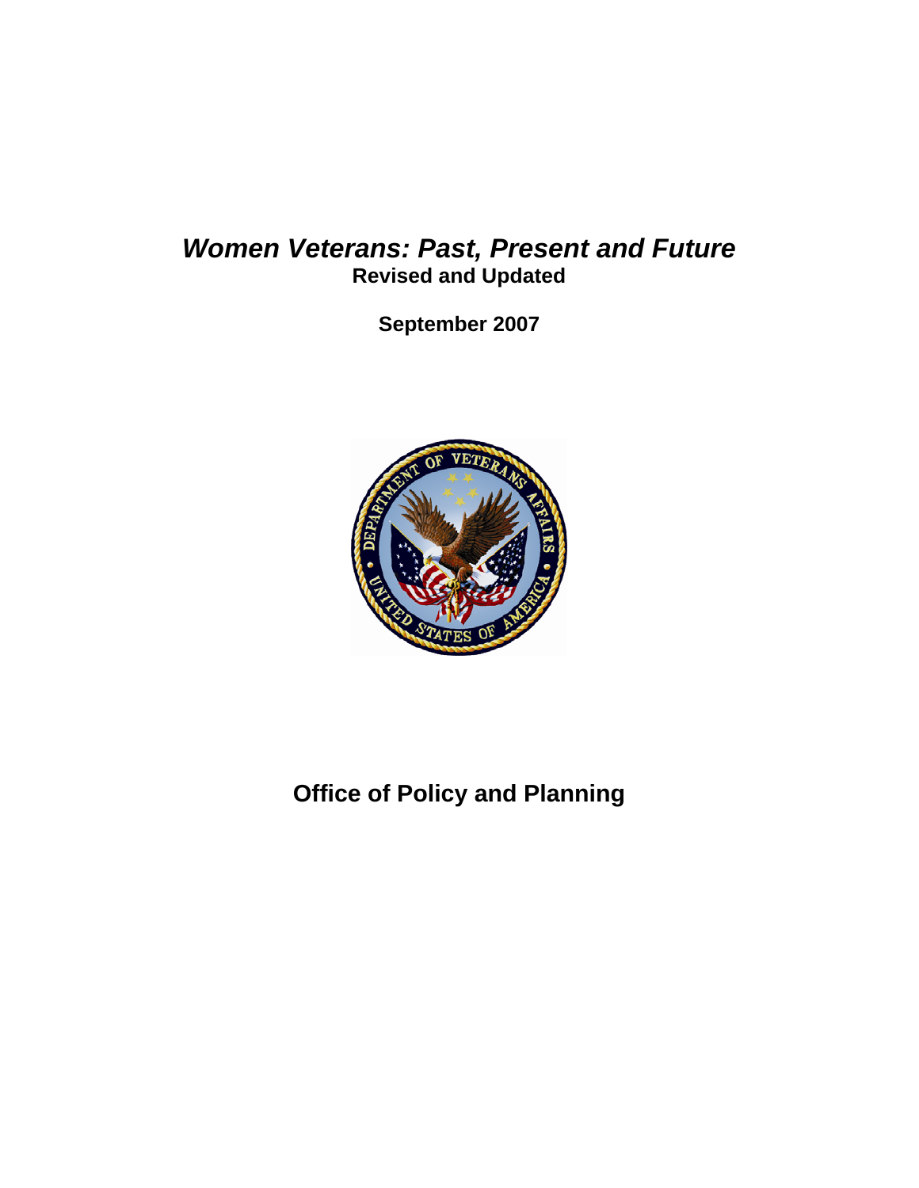# *Women Veterans: Past, Present and Future*

**Revised and Updated**

**September 2007**

**Office of Policy and Planning**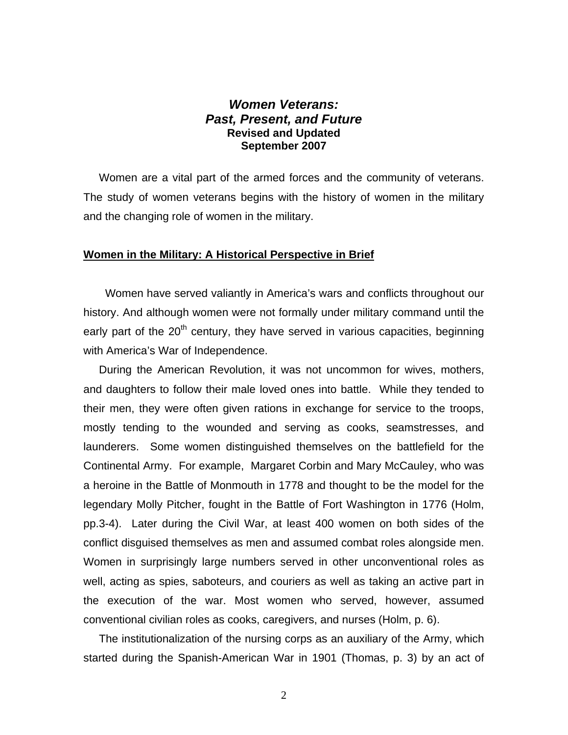# *Women Veterans: Past, Present, and Future*

**Revised and Updated**
**September 2007**

Women are a vital part of the armed forces and the community of veterans. The study of women veterans begins with the history of women in the military and the changing role of women in the military.

## Women in the Military: A Historical Perspective in Brief

Women have served valiantly in America's wars and conflicts throughout our history. And although women were not formally under military command until the early part of the 20th century, they have served in various capacities, beginning with America's War of Independence.

During the American Revolution, it was not uncommon for wives, mothers, and daughters to follow their male loved ones into battle. While they tended to their men, they were often given rations in exchange for service to the troops, mostly tending to the wounded and serving as cooks, seamstresses, and launderers. Some women distinguished themselves on the battlefield for the Continental Army. For example, Margaret Corbin and Mary McCauley, who was a heroine in the Battle of Monmouth in 1778 and thought to be the model for the legendary Molly Pitcher, fought in the Battle of Fort Washington in 1776 (Holm, pp.3-4). Later during the Civil War, at least 400 women on both sides of the conflict disguised themselves as men and assumed combat roles alongside men. Women in surprisingly large numbers served in other unconventional roles as well, acting as spies, saboteurs, and couriers as well as taking an active part in the execution of the war. Most women who served, however, assumed conventional civilian roles as cooks, caregivers, and nurses (Holm, p. 6).

The institutionalization of the nursing corps as an auxiliary of the Army, which started during the Spanish-American War in 1901 (Thomas, p. 3) by an act of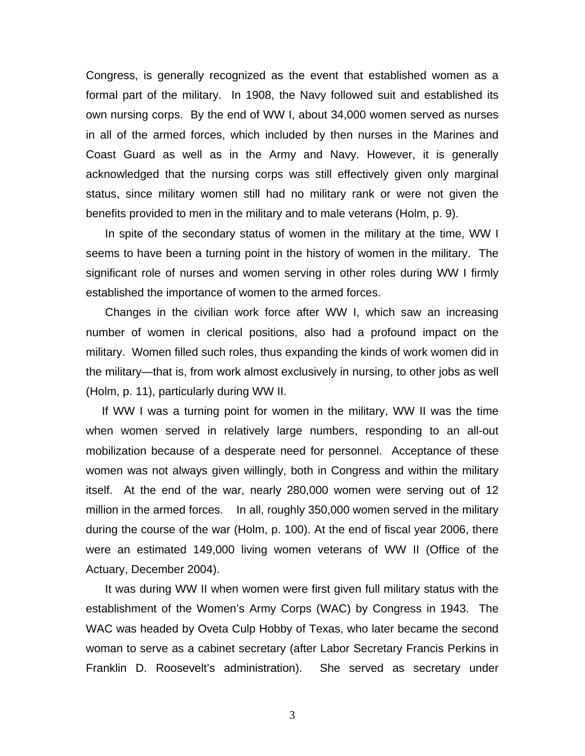Congress, is generally recognized as the event that established women as a formal part of the military. In 1908, the Navy followed suit and established its own nursing corps. By the end of WW I, about 34,000 women served as nurses in all of the armed forces, which included by then nurses in the Marines and Coast Guard as well as in the Army and Navy. However, it is generally acknowledged that the nursing corps was still effectively given only marginal status, since military women still had no military rank or were not given the benefits provided to men in the military and to male veterans (Holm, p. 9).

In spite of the secondary status of women in the military at the time, WW I seems to have been a turning point in the history of women in the military. The significant role of nurses and women serving in other roles during WW I firmly established the importance of women to the armed forces.

Changes in the civilian work force after WW I, which saw an increasing number of women in clerical positions, also had a profound impact on the military. Women filled such roles, thus expanding the kinds of work women did in the military—that is, from work almost exclusively in nursing, to other jobs as well (Holm, p. 11), particularly during WW II.

If WW I was a turning point for women in the military, WW II was the time when women served in relatively large numbers, responding to an all-out mobilization because of a desperate need for personnel. Acceptance of these women was not always given willingly, both in Congress and within the military itself. At the end of the war, nearly 280,000 women were serving out of 12 million in the armed forces. In all, roughly 350,000 women served in the military during the course of the war (Holm, p. 100). At the end of fiscal year 2006, there were an estimated 149,000 living women veterans of WW II (Office of the Actuary, December 2004).

It was during WW II when women were first given full military status with the establishment of the Women's Army Corps (WAC) by Congress in 1943. The WAC was headed by Oveta Culp Hobby of Texas, who later became the second woman to serve as a cabinet secretary (after Labor Secretary Francis Perkins in Franklin D. Roosevelt's administration). She served as secretary under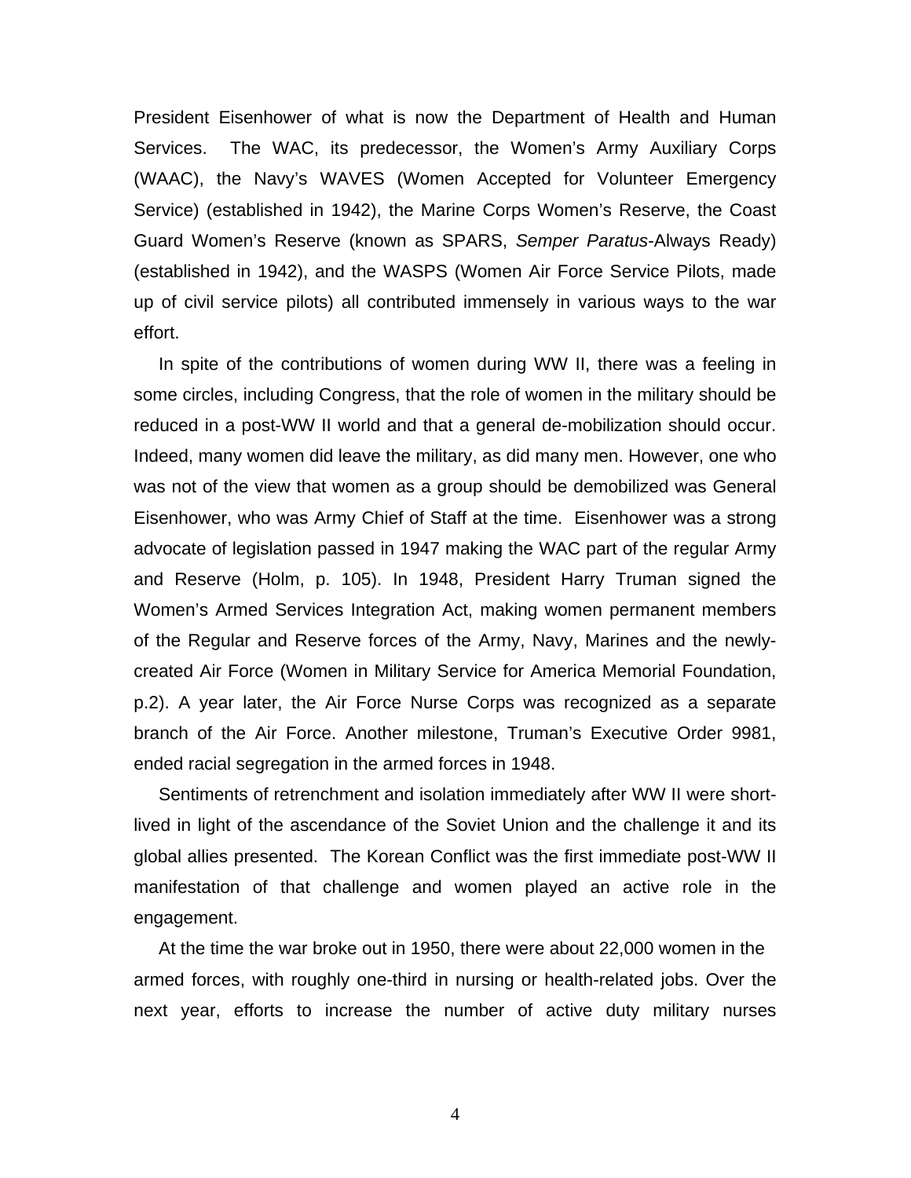President Eisenhower of what is now the Department of Health and Human Services. The WAC, its predecessor, the Women's Army Auxiliary Corps (WAAC), the Navy's WAVES (Women Accepted for Volunteer Emergency Service) (established in 1942), the Marine Corps Women's Reserve, the Coast Guard Women's Reserve (known as SPARS, *Semper Paratus*-Always Ready) (established in 1942), and the WASPS (Women Air Force Service Pilots, made up of civil service pilots) all contributed immensely in various ways to the war effort.

In spite of the contributions of women during WW II, there was a feeling in some circles, including Congress, that the role of women in the military should be reduced in a post-WW II world and that a general de-mobilization should occur. Indeed, many women did leave the military, as did many men. However, one who was not of the view that women as a group should be demobilized was General Eisenhower, who was Army Chief of Staff at the time. Eisenhower was a strong advocate of legislation passed in 1947 making the WAC part of the regular Army and Reserve (Holm, p. 105). In 1948, President Harry Truman signed the Women's Armed Services Integration Act, making women permanent members of the Regular and Reserve forces of the Army, Navy, Marines and the newly-created Air Force (Women in Military Service for America Memorial Foundation, p.2). A year later, the Air Force Nurse Corps was recognized as a separate branch of the Air Force. Another milestone, Truman's Executive Order 9981, ended racial segregation in the armed forces in 1948.

Sentiments of retrenchment and isolation immediately after WW II were short-lived in light of the ascendance of the Soviet Union and the challenge it and its global allies presented. The Korean Conflict was the first immediate post-WW II manifestation of that challenge and women played an active role in the engagement.

At the time the war broke out in 1950, there were about 22,000 women in the armed forces, with roughly one-third in nursing or health-related jobs. Over the next year, efforts to increase the number of active duty military nurses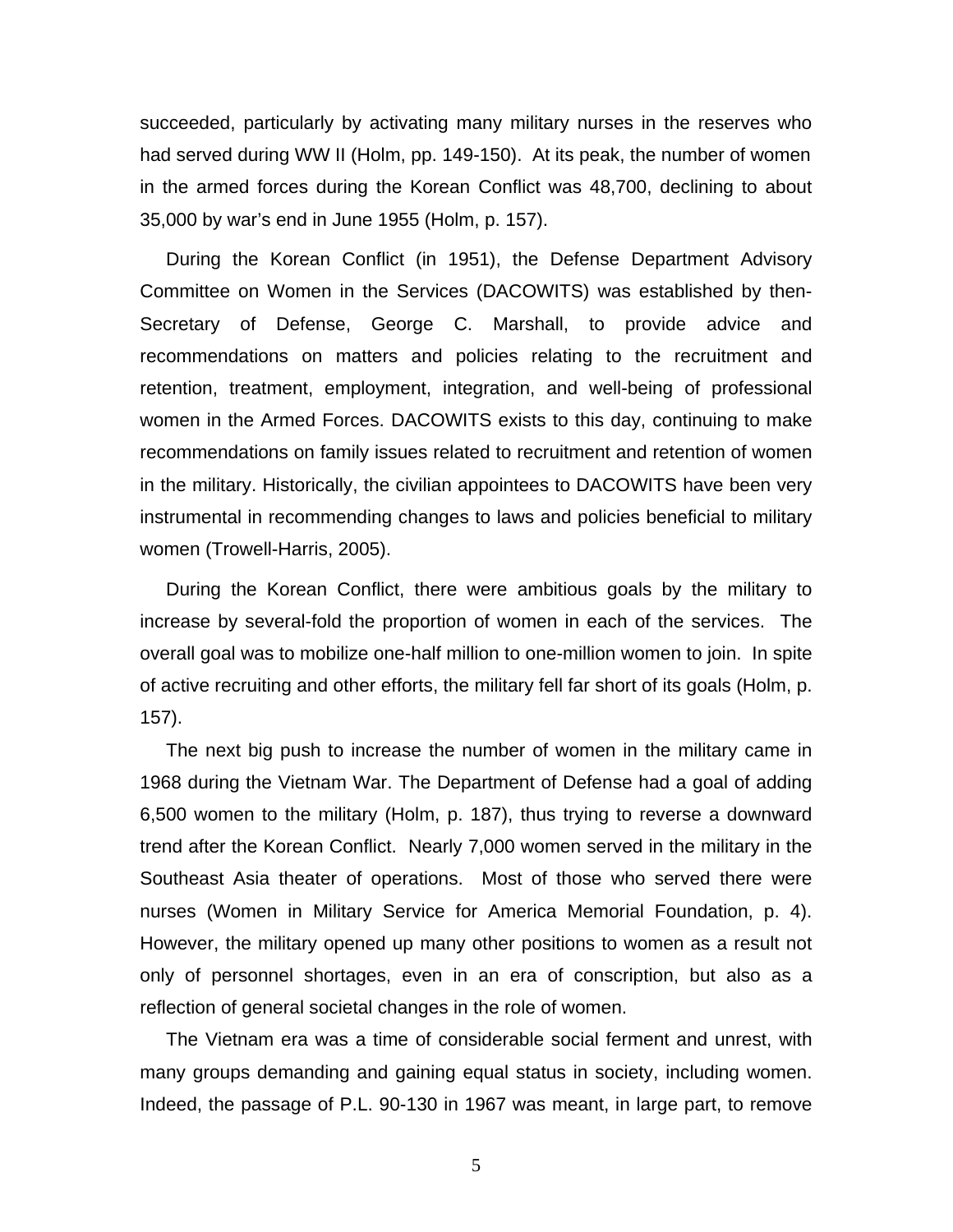succeeded, particularly by activating many military nurses in the reserves who had served during WW II (Holm, pp. 149-150). At its peak, the number of women in the armed forces during the Korean Conflict was 48,700, declining to about 35,000 by war's end in June 1955 (Holm, p. 157).

During the Korean Conflict (in 1951), the Defense Department Advisory Committee on Women in the Services (DACOWITS) was established by then-Secretary of Defense, George C. Marshall, to provide advice and recommendations on matters and policies relating to the recruitment and retention, treatment, employment, integration, and well-being of professional women in the Armed Forces. DACOWITS exists to this day, continuing to make recommendations on family issues related to recruitment and retention of women in the military. Historically, the civilian appointees to DACOWITS have been very instrumental in recommending changes to laws and policies beneficial to military women (Trowell-Harris, 2005).

During the Korean Conflict, there were ambitious goals by the military to increase by several-fold the proportion of women in each of the services. The overall goal was to mobilize one-half million to one-million women to join. In spite of active recruiting and other efforts, the military fell far short of its goals (Holm, p. 157).

The next big push to increase the number of women in the military came in 1968 during the Vietnam War. The Department of Defense had a goal of adding 6,500 women to the military (Holm, p. 187), thus trying to reverse a downward trend after the Korean Conflict. Nearly 7,000 women served in the military in the Southeast Asia theater of operations. Most of those who served there were nurses (Women in Military Service for America Memorial Foundation, p. 4). However, the military opened up many other positions to women as a result not only of personnel shortages, even in an era of conscription, but also as a reflection of general societal changes in the role of women.

The Vietnam era was a time of considerable social ferment and unrest, with many groups demanding and gaining equal status in society, including women. Indeed, the passage of P.L. 90-130 in 1967 was meant, in large part, to remove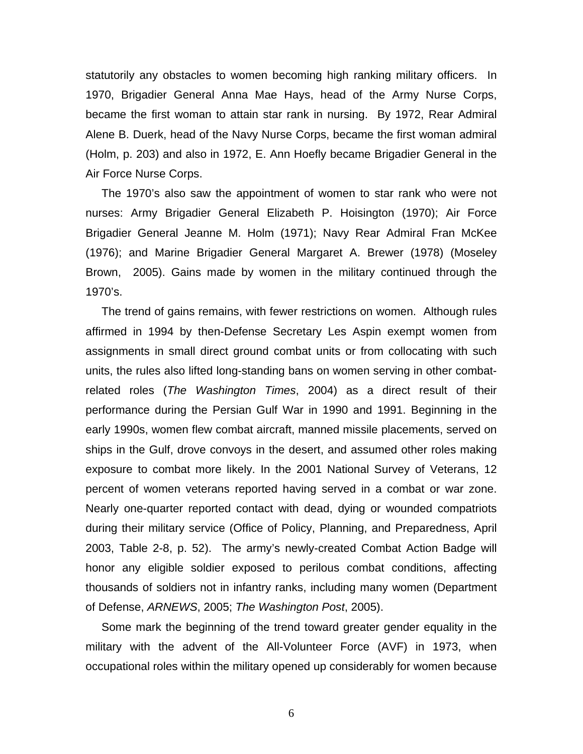statutorily any obstacles to women becoming high ranking military officers. In 1970, Brigadier General Anna Mae Hays, head of the Army Nurse Corps, became the first woman to attain star rank in nursing. By 1972, Rear Admiral Alene B. Duerk, head of the Navy Nurse Corps, became the first woman admiral (Holm, p. 203) and also in 1972, E. Ann Hoefly became Brigadier General in the Air Force Nurse Corps.

The 1970's also saw the appointment of women to star rank who were not nurses: Army Brigadier General Elizabeth P. Hoisington (1970); Air Force Brigadier General Jeanne M. Holm (1971); Navy Rear Admiral Fran McKee (1976); and Marine Brigadier General Margaret A. Brewer (1978) (Moseley Brown, 2005). Gains made by women in the military continued through the 1970's.

The trend of gains remains, with fewer restrictions on women. Although rules affirmed in 1994 by then-Defense Secretary Les Aspin exempt women from assignments in small direct ground combat units or from collocating with such units, the rules also lifted long-standing bans on women serving in other combat-related roles (*The Washington Times*, 2004) as a direct result of their performance during the Persian Gulf War in 1990 and 1991. Beginning in the early 1990s, women flew combat aircraft, manned missile placements, served on ships in the Gulf, drove convoys in the desert, and assumed other roles making exposure to combat more likely. In the 2001 National Survey of Veterans, 12 percent of women veterans reported having served in a combat or war zone. Nearly one-quarter reported contact with dead, dying or wounded compatriots during their military service (Office of Policy, Planning, and Preparedness, April 2003, Table 2-8, p. 52). The army's newly-created Combat Action Badge will honor any eligible soldier exposed to perilous combat conditions, affecting thousands of soldiers not in infantry ranks, including many women (Department of Defense, *ARNEWS*, 2005; *The Washington Post*, 2005).

Some mark the beginning of the trend toward greater gender equality in the military with the advent of the All-Volunteer Force (AVF) in 1973, when occupational roles within the military opened up considerably for women because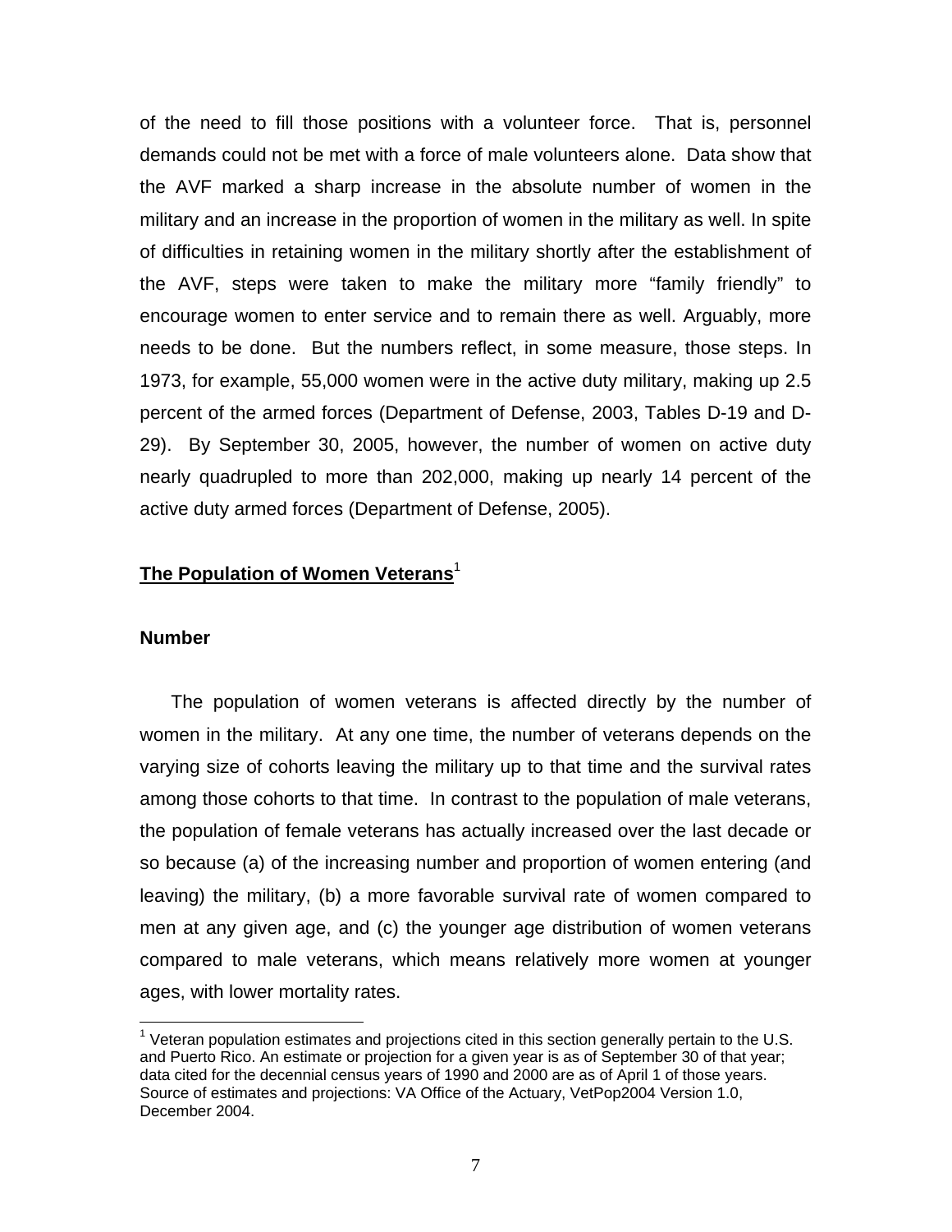of the need to fill those positions with a volunteer force. That is, personnel demands could not be met with a force of male volunteers alone. Data show that the AVF marked a sharp increase in the absolute number of women in the military and an increase in the proportion of women in the military as well. In spite of difficulties in retaining women in the military shortly after the establishment of the AVF, steps were taken to make the military more "family friendly" to encourage women to enter service and to remain there as well. Arguably, more needs to be done. But the numbers reflect, in some measure, those steps. In 1973, for example, 55,000 women were in the active duty military, making up 2.5 percent of the armed forces (Department of Defense, 2003, Tables D-19 and D-29). By September 30, 2005, however, the number of women on active duty nearly quadrupled to more than 202,000, making up nearly 14 percent of the active duty armed forces (Department of Defense, 2005).

## The Population of Women Veterans[1]

### Number

The population of women veterans is affected directly by the number of women in the military. At any one time, the number of veterans depends on the varying size of cohorts leaving the military up to that time and the survival rates among those cohorts to that time. In contrast to the population of male veterans, the population of female veterans has actually increased over the last decade or so because (a) of the increasing number and proportion of women entering (and leaving) the military, (b) a more favorable survival rate of women compared to men at any given age, and (c) the younger age distribution of women veterans compared to male veterans, which means relatively more women at younger ages, with lower mortality rates.

[1] Veteran population estimates and projections cited in this section generally pertain to the U.S. and Puerto Rico. An estimate or projection for a given year is as of September 30 of that year; data cited for the decennial census years of 1990 and 2000 are as of April 1 of those years. Source of estimates and projections: VA Office of the Actuary, VetPop2004 Version 1.0, December 2004.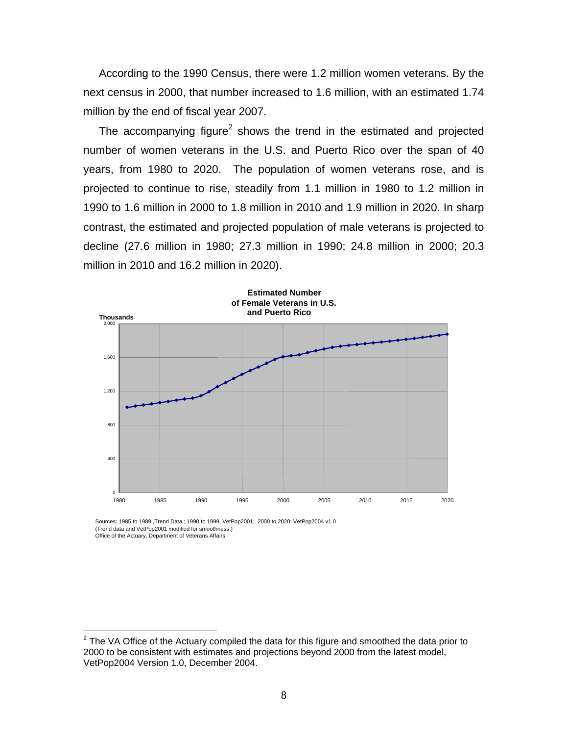According to the 1990 Census, there were 1.2 million women veterans. By the next census in 2000, that number increased to 1.6 million, with an estimated 1.74 million by the end of fiscal year 2007.

The accompanying figure[2] shows the trend in the estimated and projected number of women veterans in the U.S. and Puerto Rico over the span of 40 years, from 1980 to 2020. The population of women veterans rose, and is projected to continue to rise, steadily from 1.1 million in 1980 to 1.2 million in 1990 to 1.6 million in 2000 to 1.8 million in 2010 and 1.9 million in 2020. In sharp contrast, the estimated and projected population of male veterans is projected to decline (27.6 million in 1980; 27.3 million in 1990; 24.8 million in 2000; 20.3 million in 2010 and 16.2 million in 2020).

**Estimated Number of Female Veterans in U.S. and Puerto Rico**

Sources: 1985 to 1989 ,Trend Data ; 1990 to 1999, VetPop2001; 2000 to 2020: VetPop2004 v1.0
(Trend data and VetPop2001 modified for smoothness.)
Office of the Actuary, Department of Veterans Affairs

---

[2] The VA Office of the Actuary compiled the data for this figure and smoothed the data prior to 2000 to be consistent with estimates and projections beyond 2000 from the latest model, VetPop2004 Version 1.0, December 2004.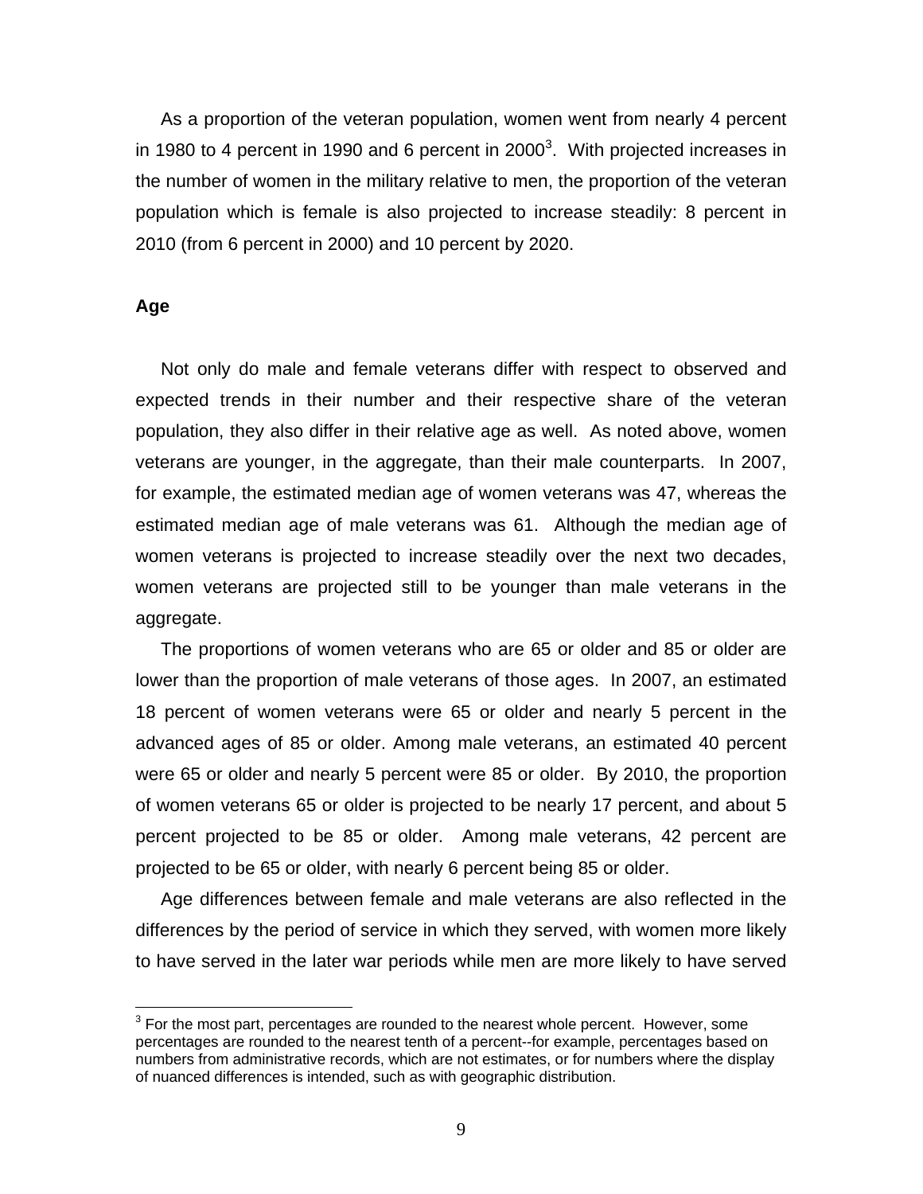As a proportion of the veteran population, women went from nearly 4 percent in 1980 to 4 percent in 1990 and 6 percent in 2000[3]. With projected increases in the number of women in the military relative to men, the proportion of the veteran population which is female is also projected to increase steadily: 8 percent in 2010 (from 6 percent in 2000) and 10 percent by 2020.

**Age**

Not only do male and female veterans differ with respect to observed and expected trends in their number and their respective share of the veteran population, they also differ in their relative age as well. As noted above, women veterans are younger, in the aggregate, than their male counterparts. In 2007, for example, the estimated median age of women veterans was 47, whereas the estimated median age of male veterans was 61. Although the median age of women veterans is projected to increase steadily over the next two decades, women veterans are projected still to be younger than male veterans in the aggregate.

The proportions of women veterans who are 65 or older and 85 or older are lower than the proportion of male veterans of those ages. In 2007, an estimated 18 percent of women veterans were 65 or older and nearly 5 percent in the advanced ages of 85 or older. Among male veterans, an estimated 40 percent were 65 or older and nearly 5 percent were 85 or older. By 2010, the proportion of women veterans 65 or older is projected to be nearly 17 percent, and about 5 percent projected to be 85 or older. Among male veterans, 42 percent are projected to be 65 or older, with nearly 6 percent being 85 or older.

Age differences between female and male veterans are also reflected in the differences by the period of service in which they served, with women more likely to have served in the later war periods while men are more likely to have served

[3] For the most part, percentages are rounded to the nearest whole percent. However, some percentages are rounded to the nearest tenth of a percent--for example, percentages based on numbers from administrative records, which are not estimates, or for numbers where the display of nuanced differences is intended, such as with geographic distribution.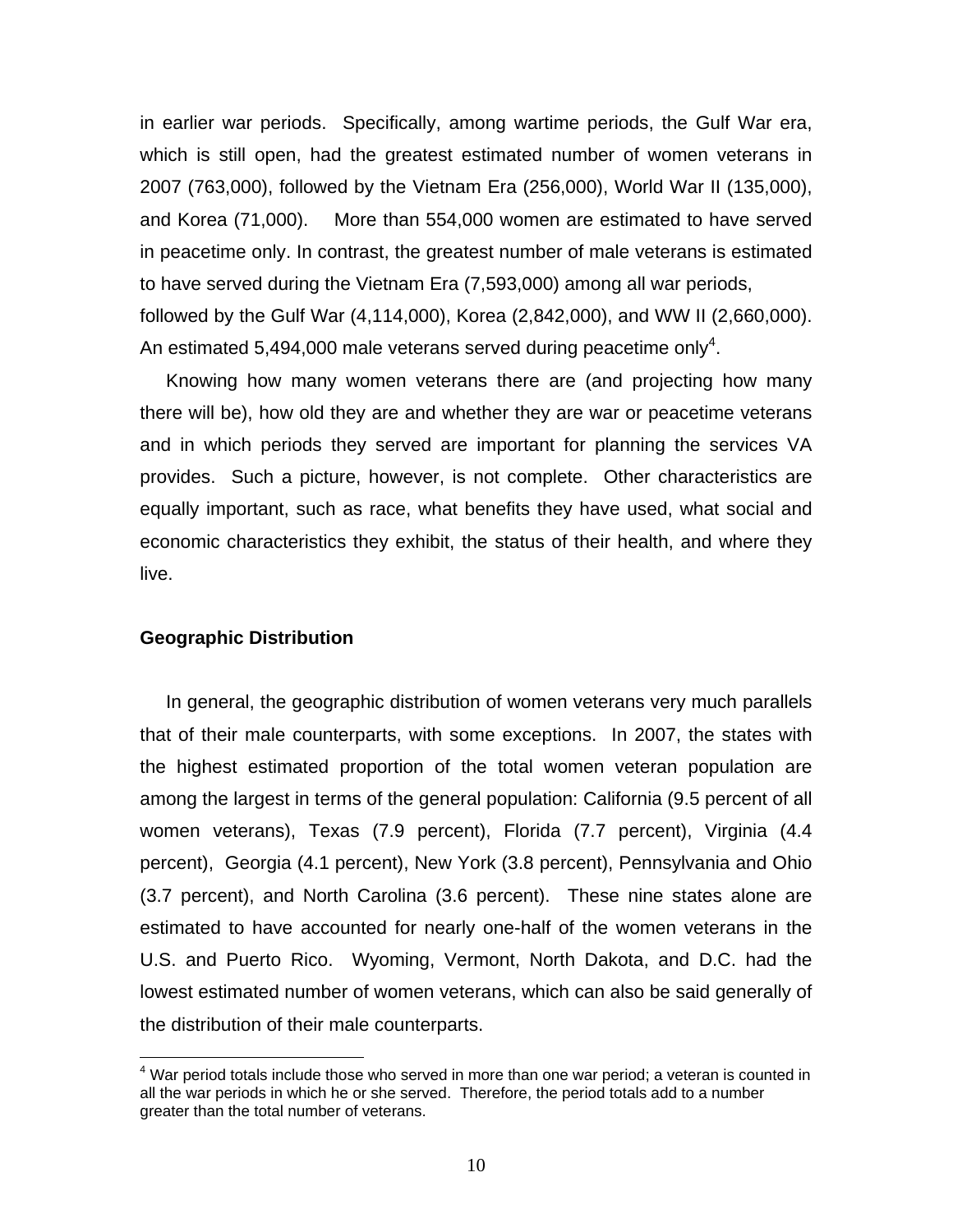in earlier war periods. Specifically, among wartime periods, the Gulf War era, which is still open, had the greatest estimated number of women veterans in 2007 (763,000), followed by the Vietnam Era (256,000), World War II (135,000), and Korea (71,000). More than 554,000 women are estimated to have served in peacetime only. In contrast, the greatest number of male veterans is estimated to have served during the Vietnam Era (7,593,000) among all war periods, followed by the Gulf War (4,114,000), Korea (2,842,000), and WW II (2,660,000). An estimated 5,494,000 male veterans served during peacetime only[4].

Knowing how many women veterans there are (and projecting how many there will be), how old they are and whether they are war or peacetime veterans and in which periods they served are important for planning the services VA provides. Such a picture, however, is not complete. Other characteristics are equally important, such as race, what benefits they have used, what social and economic characteristics they exhibit, the status of their health, and where they live.

## Geographic Distribution

In general, the geographic distribution of women veterans very much parallels that of their male counterparts, with some exceptions. In 2007, the states with the highest estimated proportion of the total women veteran population are among the largest in terms of the general population: California (9.5 percent of all women veterans), Texas (7.9 percent), Florida (7.7 percent), Virginia (4.4 percent), Georgia (4.1 percent), New York (3.8 percent), Pennsylvania and Ohio (3.7 percent), and North Carolina (3.6 percent). These nine states alone are estimated to have accounted for nearly one-half of the women veterans in the U.S. and Puerto Rico. Wyoming, Vermont, North Dakota, and D.C. had the lowest estimated number of women veterans, which can also be said generally of the distribution of their male counterparts.

---

[4] War period totals include those who served in more than one war period; a veteran is counted in all the war periods in which he or she served. Therefore, the period totals add to a number greater than the total number of veterans.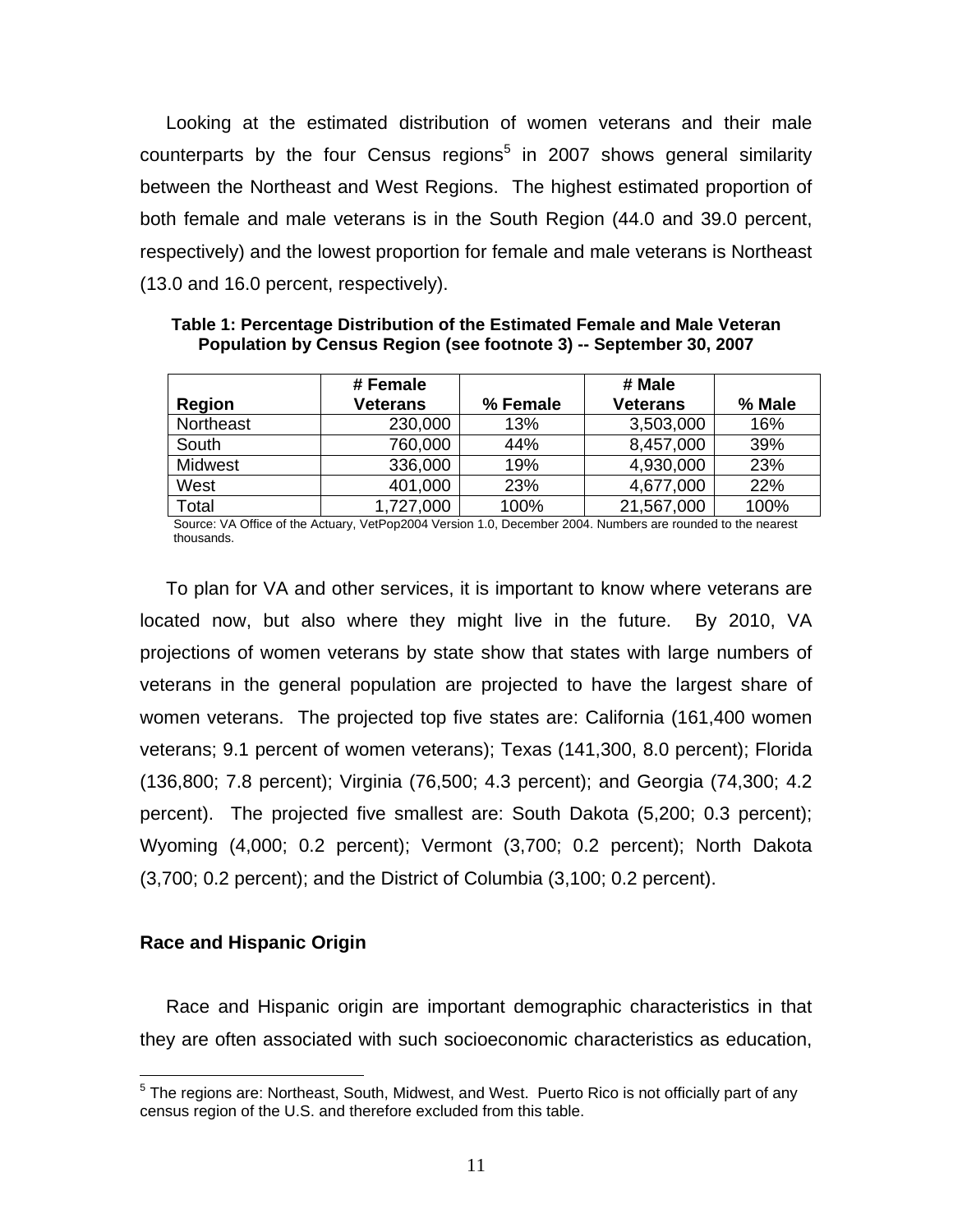Looking at the estimated distribution of women veterans and their male counterparts by the four Census regions[5] in 2007 shows general similarity between the Northeast and West Regions. The highest estimated proportion of both female and male veterans is in the South Region (44.0 and 39.0 percent, respectively) and the lowest proportion for female and male veterans is Northeast (13.0 and 16.0 percent, respectively).

**Table 1: Percentage Distribution of the Estimated Female and Male Veteran Population by Census Region (see footnote 3) -- September 30, 2007**

| Region | # Female Veterans | % Female | # Male Veterans | % Male |
|---|---|---|---|---|
| Northeast | 230,000 | 13% | 3,503,000 | 16% |
| South | 760,000 | 44% | 8,457,000 | 39% |
| Midwest | 336,000 | 19% | 4,930,000 | 23% |
| West | 401,000 | 23% | 4,677,000 | 22% |
| Total | 1,727,000 | 100% | 21,567,000 | 100% |

Source: VA Office of the Actuary, VetPop2004 Version 1.0, December 2004. Numbers are rounded to the nearest thousands.

To plan for VA and other services, it is important to know where veterans are located now, but also where they might live in the future. By 2010, VA projections of women veterans by state show that states with large numbers of veterans in the general population are projected to have the largest share of women veterans. The projected top five states are: California (161,400 women veterans; 9.1 percent of women veterans); Texas (141,300, 8.0 percent); Florida (136,800; 7.8 percent); Virginia (76,500; 4.3 percent); and Georgia (74,300; 4.2 percent). The projected five smallest are: South Dakota (5,200; 0.3 percent); Wyoming (4,000; 0.2 percent); Vermont (3,700; 0.2 percent); North Dakota (3,700; 0.2 percent); and the District of Columbia (3,100; 0.2 percent).

**Race and Hispanic Origin**

Race and Hispanic origin are important demographic characteristics in that they are often associated with such socioeconomic characteristics as education,

[5] The regions are: Northeast, South, Midwest, and West. Puerto Rico is not officially part of any census region of the U.S. and therefore excluded from this table.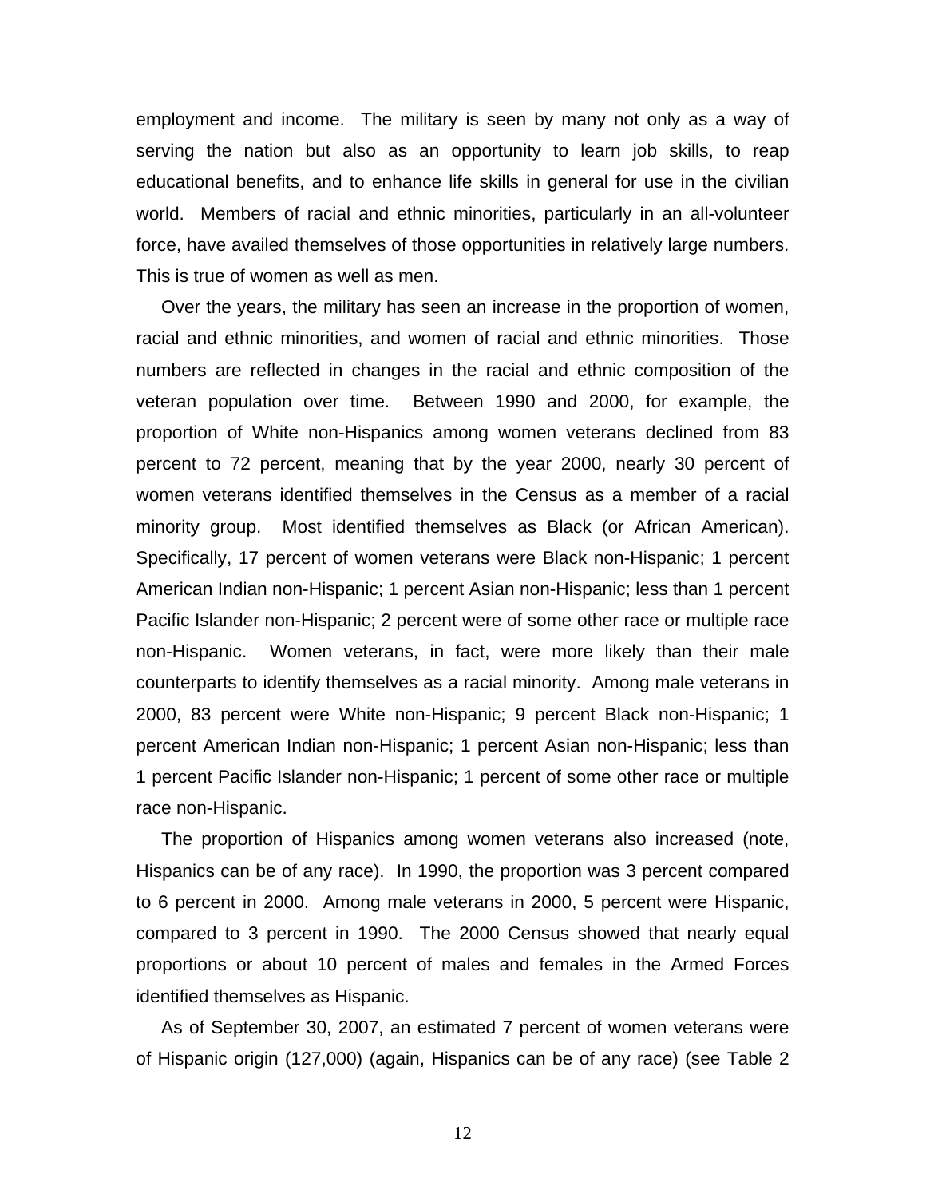employment and income. The military is seen by many not only as a way of serving the nation but also as an opportunity to learn job skills, to reap educational benefits, and to enhance life skills in general for use in the civilian world. Members of racial and ethnic minorities, particularly in an all-volunteer force, have availed themselves of those opportunities in relatively large numbers. This is true of women as well as men.

Over the years, the military has seen an increase in the proportion of women, racial and ethnic minorities, and women of racial and ethnic minorities. Those numbers are reflected in changes in the racial and ethnic composition of the veteran population over time. Between 1990 and 2000, for example, the proportion of White non-Hispanics among women veterans declined from 83 percent to 72 percent, meaning that by the year 2000, nearly 30 percent of women veterans identified themselves in the Census as a member of a racial minority group. Most identified themselves as Black (or African American). Specifically, 17 percent of women veterans were Black non-Hispanic; 1 percent American Indian non-Hispanic; 1 percent Asian non-Hispanic; less than 1 percent Pacific Islander non-Hispanic; 2 percent were of some other race or multiple race non-Hispanic. Women veterans, in fact, were more likely than their male counterparts to identify themselves as a racial minority. Among male veterans in 2000, 83 percent were White non-Hispanic; 9 percent Black non-Hispanic; 1 percent American Indian non-Hispanic; 1 percent Asian non-Hispanic; less than 1 percent Pacific Islander non-Hispanic; 1 percent of some other race or multiple race non-Hispanic.

The proportion of Hispanics among women veterans also increased (note, Hispanics can be of any race). In 1990, the proportion was 3 percent compared to 6 percent in 2000. Among male veterans in 2000, 5 percent were Hispanic, compared to 3 percent in 1990. The 2000 Census showed that nearly equal proportions or about 10 percent of males and females in the Armed Forces identified themselves as Hispanic.

As of September 30, 2007, an estimated 7 percent of women veterans were of Hispanic origin (127,000) (again, Hispanics can be of any race) (see Table 2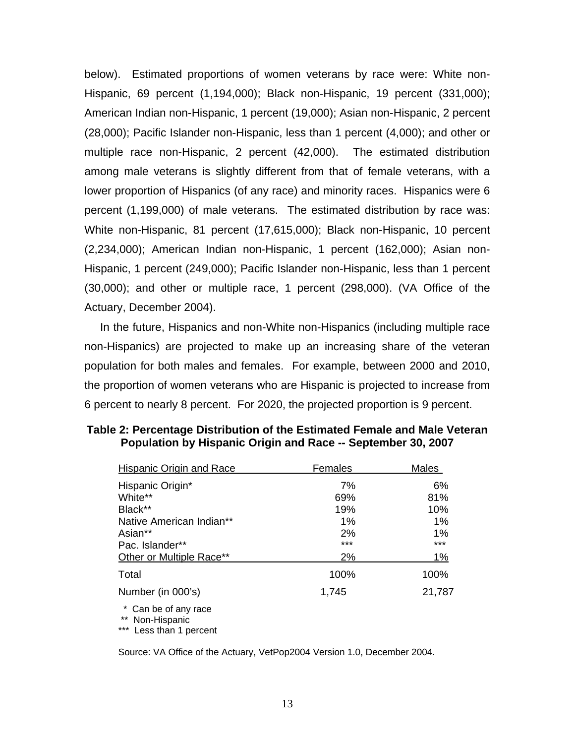below). Estimated proportions of women veterans by race were: White non-Hispanic, 69 percent (1,194,000); Black non-Hispanic, 19 percent (331,000); American Indian non-Hispanic, 1 percent (19,000); Asian non-Hispanic, 2 percent (28,000); Pacific Islander non-Hispanic, less than 1 percent (4,000); and other or multiple race non-Hispanic, 2 percent (42,000). The estimated distribution among male veterans is slightly different from that of female veterans, with a lower proportion of Hispanics (of any race) and minority races. Hispanics were 6 percent (1,199,000) of male veterans. The estimated distribution by race was: White non-Hispanic, 81 percent (17,615,000); Black non-Hispanic, 10 percent (2,234,000); American Indian non-Hispanic, 1 percent (162,000); Asian non-Hispanic, 1 percent (249,000); Pacific Islander non-Hispanic, less than 1 percent (30,000); and other or multiple race, 1 percent (298,000). (VA Office of the Actuary, December 2004).

In the future, Hispanics and non-White non-Hispanics (including multiple race non-Hispanics) are projected to make up an increasing share of the veteran population for both males and females. For example, between 2000 and 2010, the proportion of women veterans who are Hispanic is projected to increase from 6 percent to nearly 8 percent. For 2020, the projected proportion is 9 percent.

**Table 2: Percentage Distribution of the Estimated Female and Male Veteran Population by Hispanic Origin and Race -- September 30, 2007**

| Hispanic Origin and Race | Females | Males |
|---|---|---|
| Hispanic Origin* | 7% | 6% |
| White** | 69% | 81% |
| Black** | 19% | 10% |
| Native American Indian** | 1% | 1% |
| Asian** | 2% | 1% |
| Pac. Islander** | *** | *** |
| Other or Multiple Race** | 2% | 1% |
| Total | 100% | 100% |
| Number (in 000's) | 1,745 | 21,787 |

\* Can be of any race
** Non-Hispanic
*** Less than 1 percent

Source: VA Office of the Actuary, VetPop2004 Version 1.0, December 2004.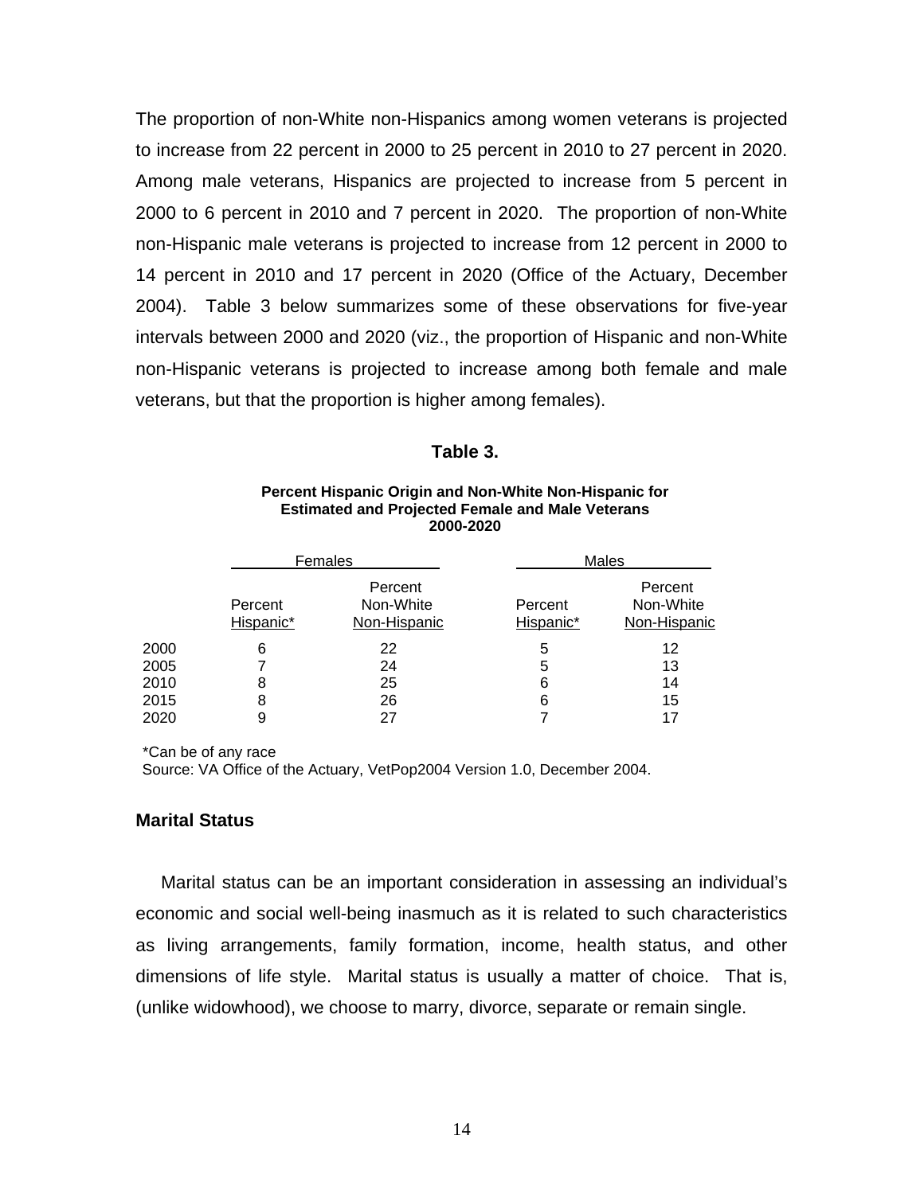The proportion of non-White non-Hispanics among women veterans is projected to increase from 22 percent in 2000 to 25 percent in 2010 to 27 percent in 2020. Among male veterans, Hispanics are projected to increase from 5 percent in 2000 to 6 percent in 2010 and 7 percent in 2020. The proportion of non-White non-Hispanic male veterans is projected to increase from 12 percent in 2000 to 14 percent in 2010 and 17 percent in 2020 (Office of the Actuary, December 2004). Table 3 below summarizes some of these observations for five-year intervals between 2000 and 2020 (viz., the proportion of Hispanic and non-White non-Hispanic veterans is projected to increase among both female and male veterans, but that the proportion is higher among females).

**Table 3.**

**Percent Hispanic Origin and Non-White Non-Hispanic for Estimated and Projected Female and Male Veterans 2000-2020**

| | Females | | Males | |
|---|---|---|---|---|
| | Percent Hispanic* | Percent Non-White Non-Hispanic | Percent Hispanic* | Percent Non-White Non-Hispanic |
| 2000 | 6 | 22 | 5 | 12 |
| 2005 | 7 | 24 | 5 | 13 |
| 2010 | 8 | 25 | 6 | 14 |
| 2015 | 8 | 26 | 6 | 15 |
| 2020 | 9 | 27 | 7 | 17 |

*Can be of any race

Source: VA Office of the Actuary, VetPop2004 Version 1.0, December 2004.

### Marital Status

Marital status can be an important consideration in assessing an individual's economic and social well-being inasmuch as it is related to such characteristics as living arrangements, family formation, income, health status, and other dimensions of life style. Marital status is usually a matter of choice. That is, (unlike widowhood), we choose to marry, divorce, separate or remain single.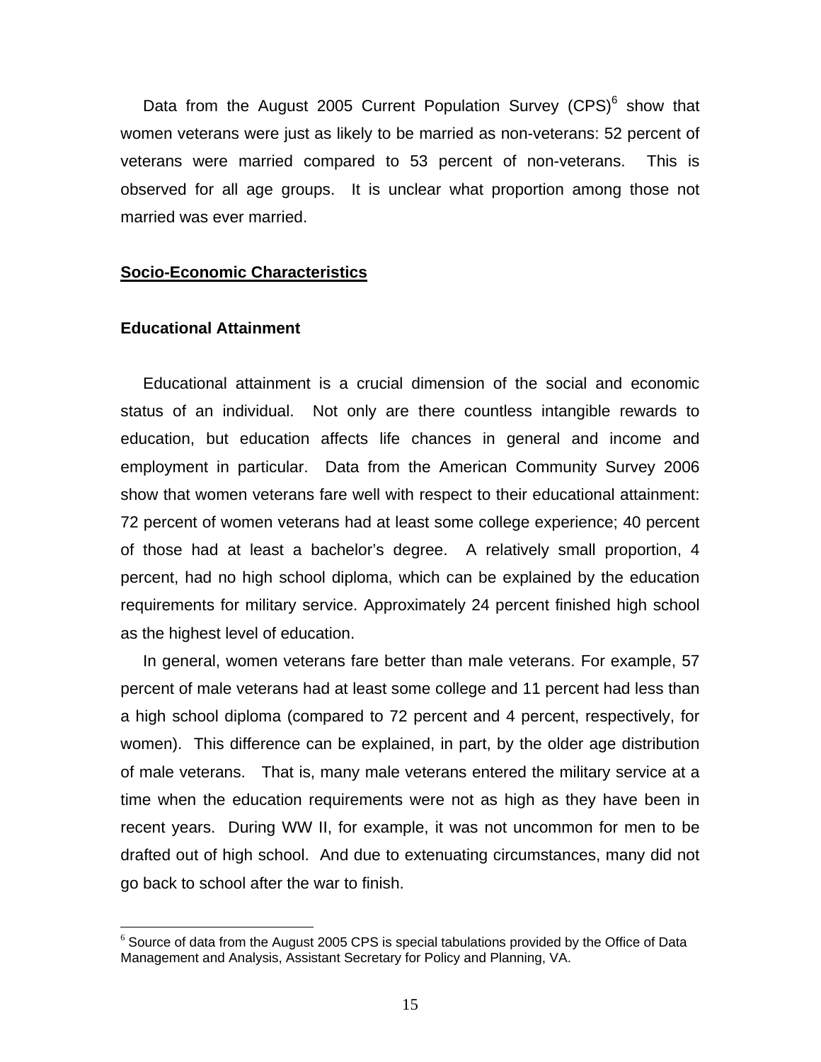Data from the August 2005 Current Population Survey (CPS)[6] show that women veterans were just as likely to be married as non-veterans: 52 percent of veterans were married compared to 53 percent of non-veterans. This is observed for all age groups. It is unclear what proportion among those not married was ever married.

## Socio-Economic Characteristics

### Educational Attainment

Educational attainment is a crucial dimension of the social and economic status of an individual. Not only are there countless intangible rewards to education, but education affects life chances in general and income and employment in particular. Data from the American Community Survey 2006 show that women veterans fare well with respect to their educational attainment: 72 percent of women veterans had at least some college experience; 40 percent of those had at least a bachelor's degree. A relatively small proportion, 4 percent, had no high school diploma, which can be explained by the education requirements for military service. Approximately 24 percent finished high school as the highest level of education.

In general, women veterans fare better than male veterans. For example, 57 percent of male veterans had at least some college and 11 percent had less than a high school diploma (compared to 72 percent and 4 percent, respectively, for women). This difference can be explained, in part, by the older age distribution of male veterans. That is, many male veterans entered the military service at a time when the education requirements were not as high as they have been in recent years. During WW II, for example, it was not uncommon for men to be drafted out of high school. And due to extenuating circumstances, many did not go back to school after the war to finish.

---

[6] Source of data from the August 2005 CPS is special tabulations provided by the Office of Data Management and Analysis, Assistant Secretary for Policy and Planning, VA.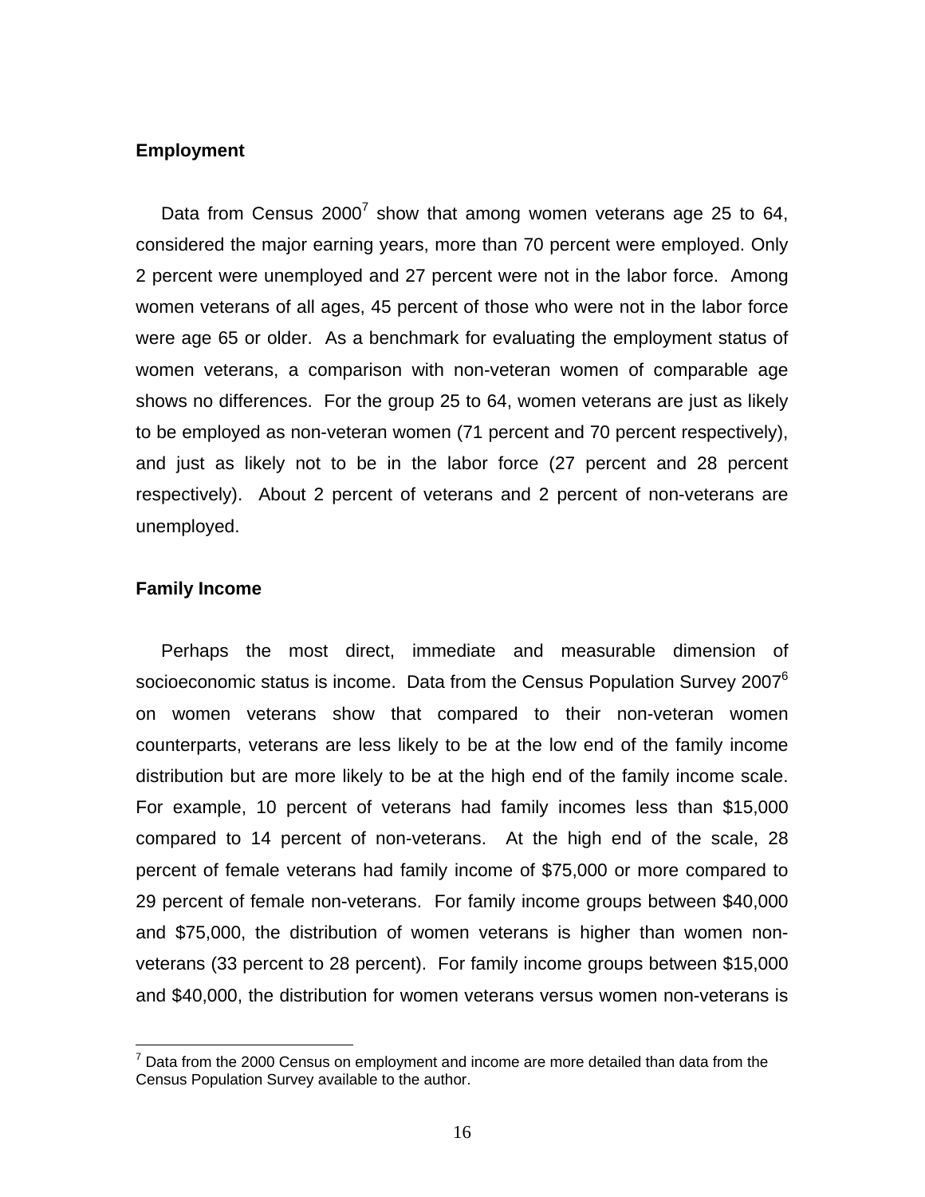**Employment**

Data from Census 2000[7] show that among women veterans age 25 to 64, considered the major earning years, more than 70 percent were employed. Only 2 percent were unemployed and 27 percent were not in the labor force. Among women veterans of all ages, 45 percent of those who were not in the labor force were age 65 or older. As a benchmark for evaluating the employment status of women veterans, a comparison with non-veteran women of comparable age shows no differences. For the group 25 to 64, women veterans are just as likely to be employed as non-veteran women (71 percent and 70 percent respectively), and just as likely not to be in the labor force (27 percent and 28 percent respectively). About 2 percent of veterans and 2 percent of non-veterans are unemployed.

**Family Income**

Perhaps the most direct, immediate and measurable dimension of socioeconomic status is income. Data from the Census Population Survey 2007[6] on women veterans show that compared to their non-veteran women counterparts, veterans are less likely to be at the low end of the family income distribution but are more likely to be at the high end of the family income scale. For example, 10 percent of veterans had family incomes less than $15,000 compared to 14 percent of non-veterans. At the high end of the scale, 28 percent of female veterans had family income of $75,000 or more compared to 29 percent of female non-veterans. For family income groups between $40,000 and $75,000, the distribution of women veterans is higher than women non-veterans (33 percent to 28 percent). For family income groups between $15,000 and $40,000, the distribution for women veterans versus women non-veterans is

[7] Data from the 2000 Census on employment and income are more detailed than data from the Census Population Survey available to the author.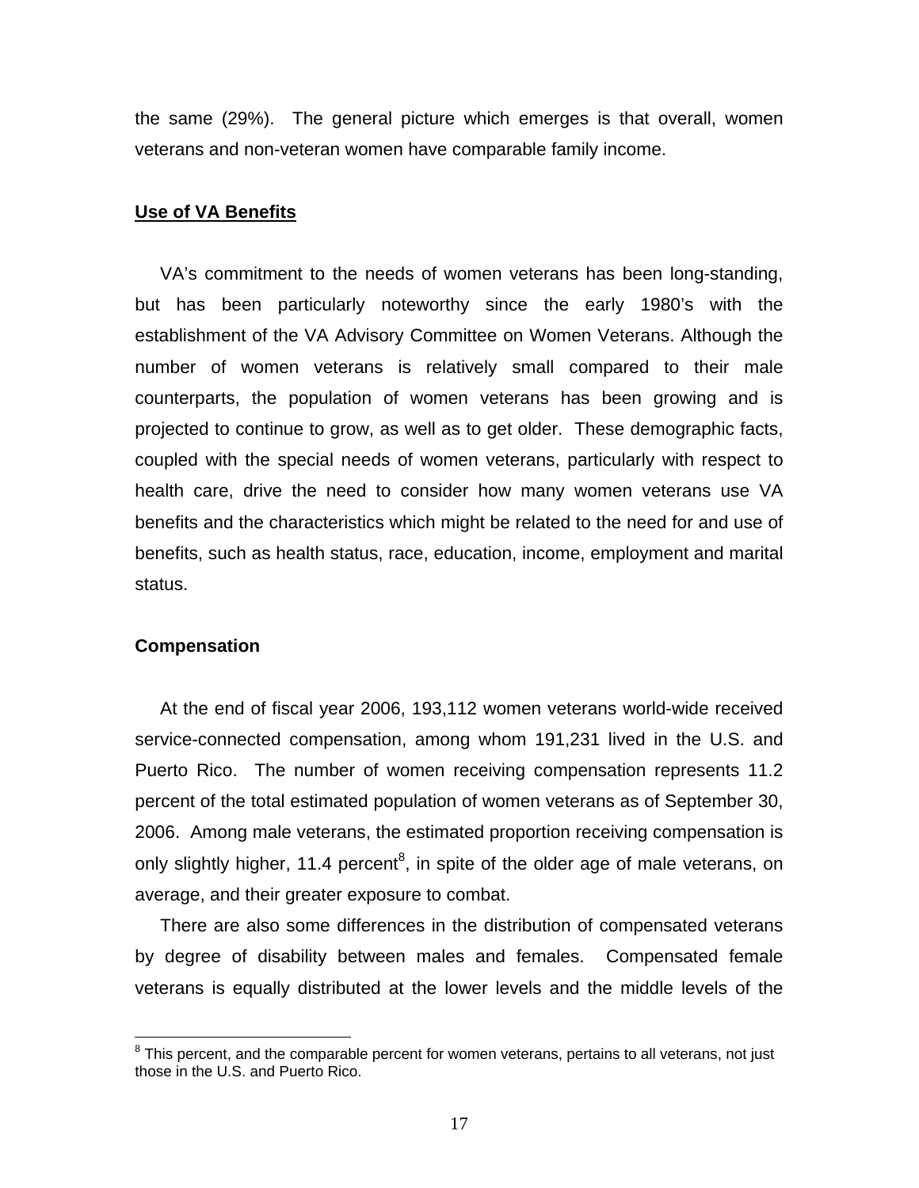the same (29%). The general picture which emerges is that overall, women veterans and non-veteran women have comparable family income.

## Use of VA Benefits

VA's commitment to the needs of women veterans has been long-standing, but has been particularly noteworthy since the early 1980's with the establishment of the VA Advisory Committee on Women Veterans. Although the number of women veterans is relatively small compared to their male counterparts, the population of women veterans has been growing and is projected to continue to grow, as well as to get older. These demographic facts, coupled with the special needs of women veterans, particularly with respect to health care, drive the need to consider how many women veterans use VA benefits and the characteristics which might be related to the need for and use of benefits, such as health status, race, education, income, employment and marital status.

### Compensation

At the end of fiscal year 2006, 193,112 women veterans world-wide received service-connected compensation, among whom 191,231 lived in the U.S. and Puerto Rico. The number of women receiving compensation represents 11.2 percent of the total estimated population of women veterans as of September 30, 2006. Among male veterans, the estimated proportion receiving compensation is only slightly higher, 11.4 percent[8], in spite of the older age of male veterans, on average, and their greater exposure to combat.

There are also some differences in the distribution of compensated veterans by degree of disability between males and females. Compensated female veterans is equally distributed at the lower levels and the middle levels of the

---

[8] This percent, and the comparable percent for women veterans, pertains to all veterans, not just those in the U.S. and Puerto Rico.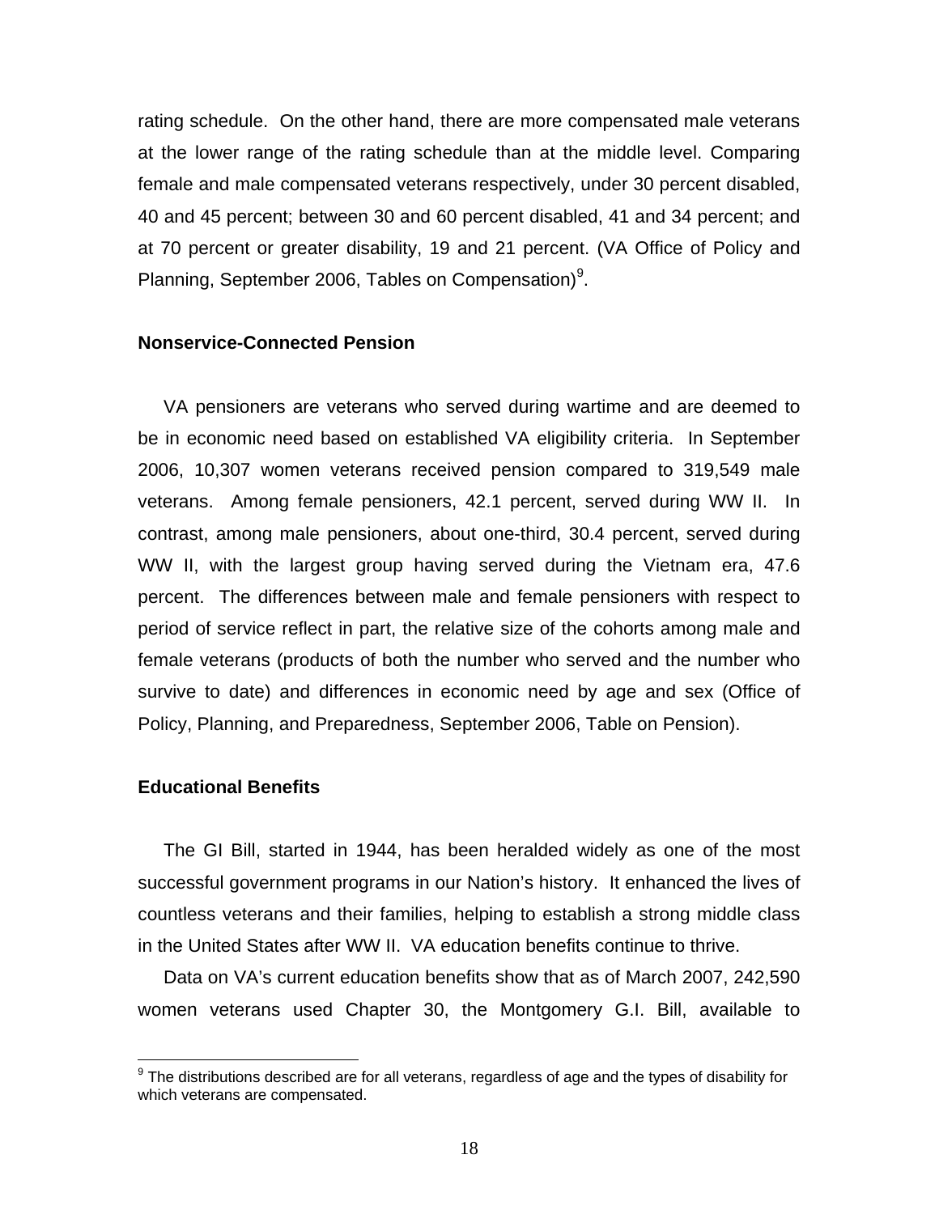rating schedule. On the other hand, there are more compensated male veterans at the lower range of the rating schedule than at the middle level. Comparing female and male compensated veterans respectively, under 30 percent disabled, 40 and 45 percent; between 30 and 60 percent disabled, 41 and 34 percent; and at 70 percent or greater disability, 19 and 21 percent. (VA Office of Policy and Planning, September 2006, Tables on Compensation)[9].

### Nonservice-Connected Pension

VA pensioners are veterans who served during wartime and are deemed to be in economic need based on established VA eligibility criteria. In September 2006, 10,307 women veterans received pension compared to 319,549 male veterans. Among female pensioners, 42.1 percent, served during WW II. In contrast, among male pensioners, about one-third, 30.4 percent, served during WW II, with the largest group having served during the Vietnam era, 47.6 percent. The differences between male and female pensioners with respect to period of service reflect in part, the relative size of the cohorts among male and female veterans (products of both the number who served and the number who survive to date) and differences in economic need by age and sex (Office of Policy, Planning, and Preparedness, September 2006, Table on Pension).

### Educational Benefits

The GI Bill, started in 1944, has been heralded widely as one of the most successful government programs in our Nation's history. It enhanced the lives of countless veterans and their families, helping to establish a strong middle class in the United States after WW II. VA education benefits continue to thrive.

Data on VA's current education benefits show that as of March 2007, 242,590 women veterans used Chapter 30, the Montgomery G.I. Bill, available to

---

[9] The distributions described are for all veterans, regardless of age and the types of disability for which veterans are compensated.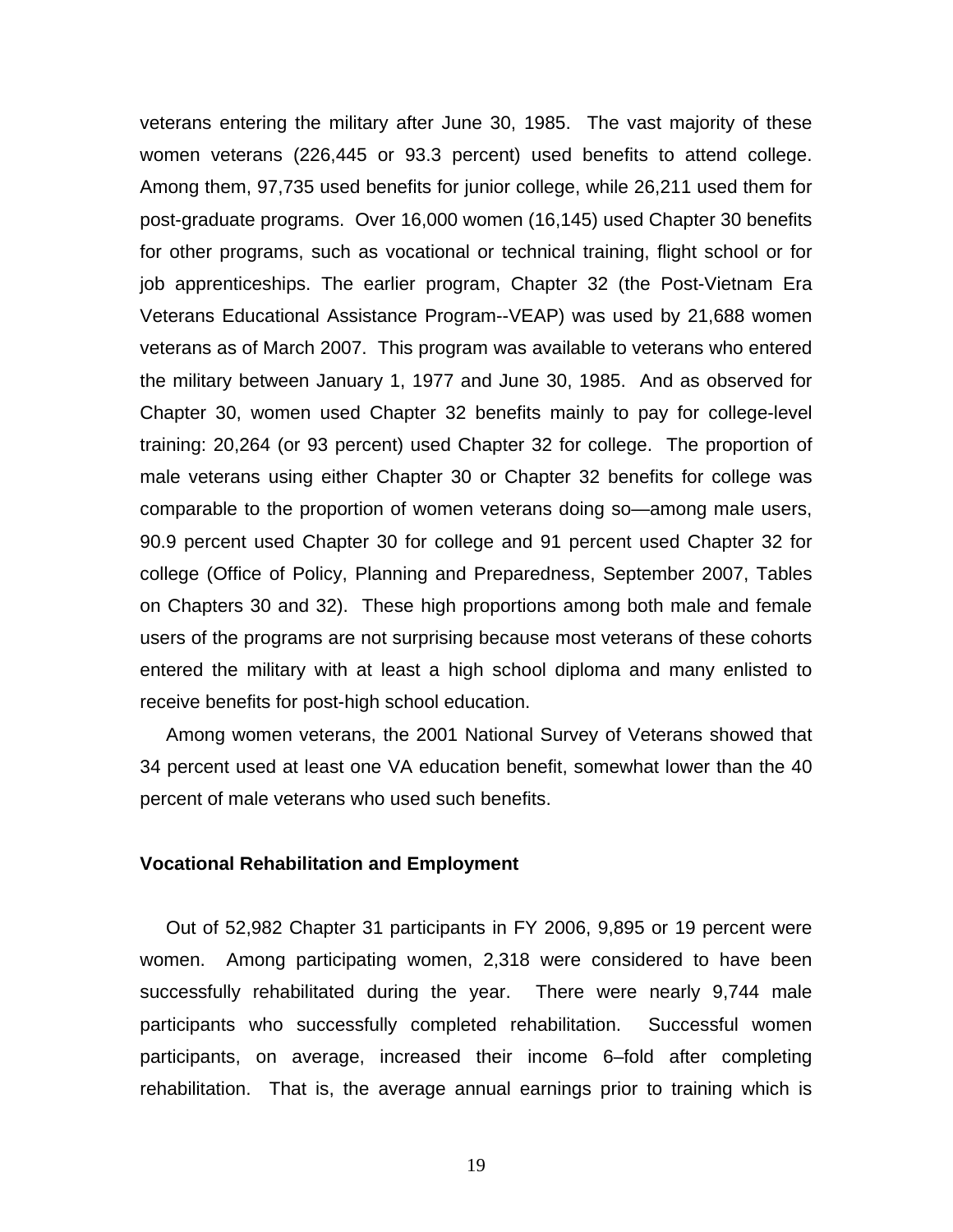veterans entering the military after June 30, 1985. The vast majority of these women veterans (226,445 or 93.3 percent) used benefits to attend college. Among them, 97,735 used benefits for junior college, while 26,211 used them for post-graduate programs. Over 16,000 women (16,145) used Chapter 30 benefits for other programs, such as vocational or technical training, flight school or for job apprenticeships. The earlier program, Chapter 32 (the Post-Vietnam Era Veterans Educational Assistance Program--VEAP) was used by 21,688 women veterans as of March 2007. This program was available to veterans who entered the military between January 1, 1977 and June 30, 1985. And as observed for Chapter 30, women used Chapter 32 benefits mainly to pay for college-level training: 20,264 (or 93 percent) used Chapter 32 for college. The proportion of male veterans using either Chapter 30 or Chapter 32 benefits for college was comparable to the proportion of women veterans doing so—among male users, 90.9 percent used Chapter 30 for college and 91 percent used Chapter 32 for college (Office of Policy, Planning and Preparedness, September 2007, Tables on Chapters 30 and 32). These high proportions among both male and female users of the programs are not surprising because most veterans of these cohorts entered the military with at least a high school diploma and many enlisted to receive benefits for post-high school education.

Among women veterans, the 2001 National Survey of Veterans showed that 34 percent used at least one VA education benefit, somewhat lower than the 40 percent of male veterans who used such benefits.

**Vocational Rehabilitation and Employment**

Out of 52,982 Chapter 31 participants in FY 2006, 9,895 or 19 percent were women. Among participating women, 2,318 were considered to have been successfully rehabilitated during the year. There were nearly 9,744 male participants who successfully completed rehabilitation. Successful women participants, on average, increased their income 6–fold after completing rehabilitation. That is, the average annual earnings prior to training which is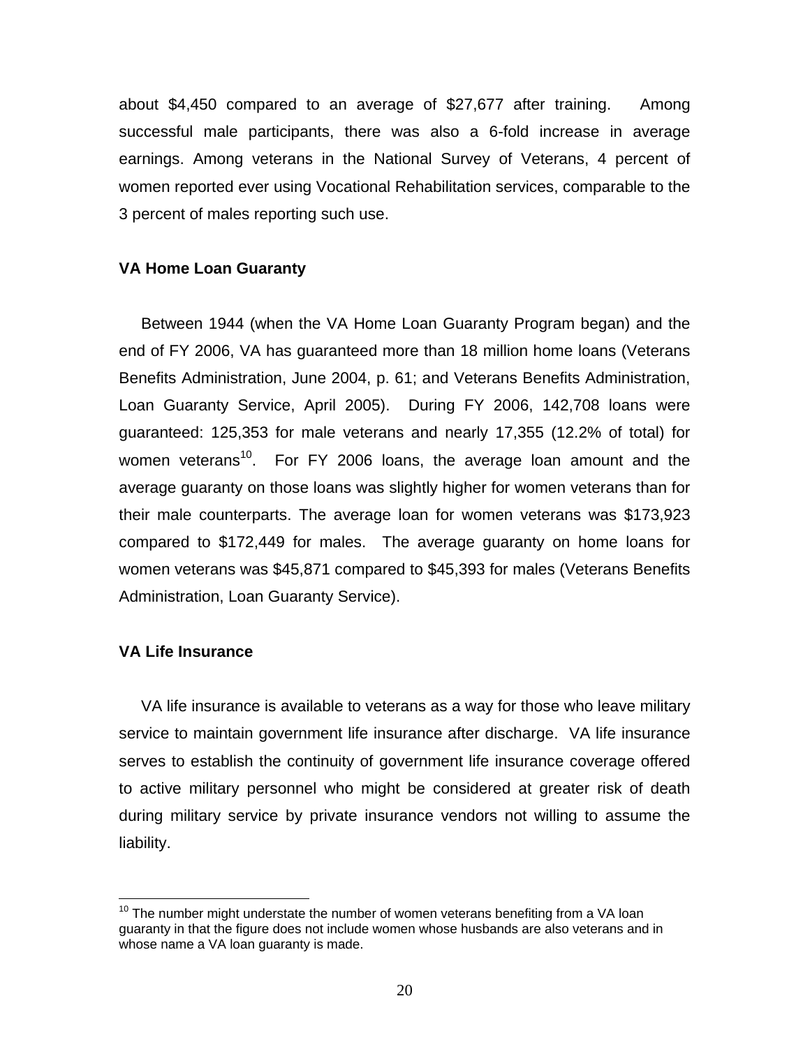about $4,450 compared to an average of $27,677 after training. Among successful male participants, there was also a 6-fold increase in average earnings. Among veterans in the National Survey of Veterans, 4 percent of women reported ever using Vocational Rehabilitation services, comparable to the 3 percent of males reporting such use.

**VA Home Loan Guaranty**

Between 1944 (when the VA Home Loan Guaranty Program began) and the end of FY 2006, VA has guaranteed more than 18 million home loans (Veterans Benefits Administration, June 2004, p. 61; and Veterans Benefits Administration, Loan Guaranty Service, April 2005). During FY 2006, 142,708 loans were guaranteed: 125,353 for male veterans and nearly 17,355 (12.2% of total) for women veterans[10]. For FY 2006 loans, the average loan amount and the average guaranty on those loans was slightly higher for women veterans than for their male counterparts. The average loan for women veterans was $173,923 compared to $172,449 for males. The average guaranty on home loans for women veterans was $45,871 compared to $45,393 for males (Veterans Benefits Administration, Loan Guaranty Service).

**VA Life Insurance**

VA life insurance is available to veterans as a way for those who leave military service to maintain government life insurance after discharge. VA life insurance serves to establish the continuity of government life insurance coverage offered to active military personnel who might be considered at greater risk of death during military service by private insurance vendors not willing to assume the liability.

[10] The number might understate the number of women veterans benefiting from a VA loan guaranty in that the figure does not include women whose husbands are also veterans and in whose name a VA loan guaranty is made.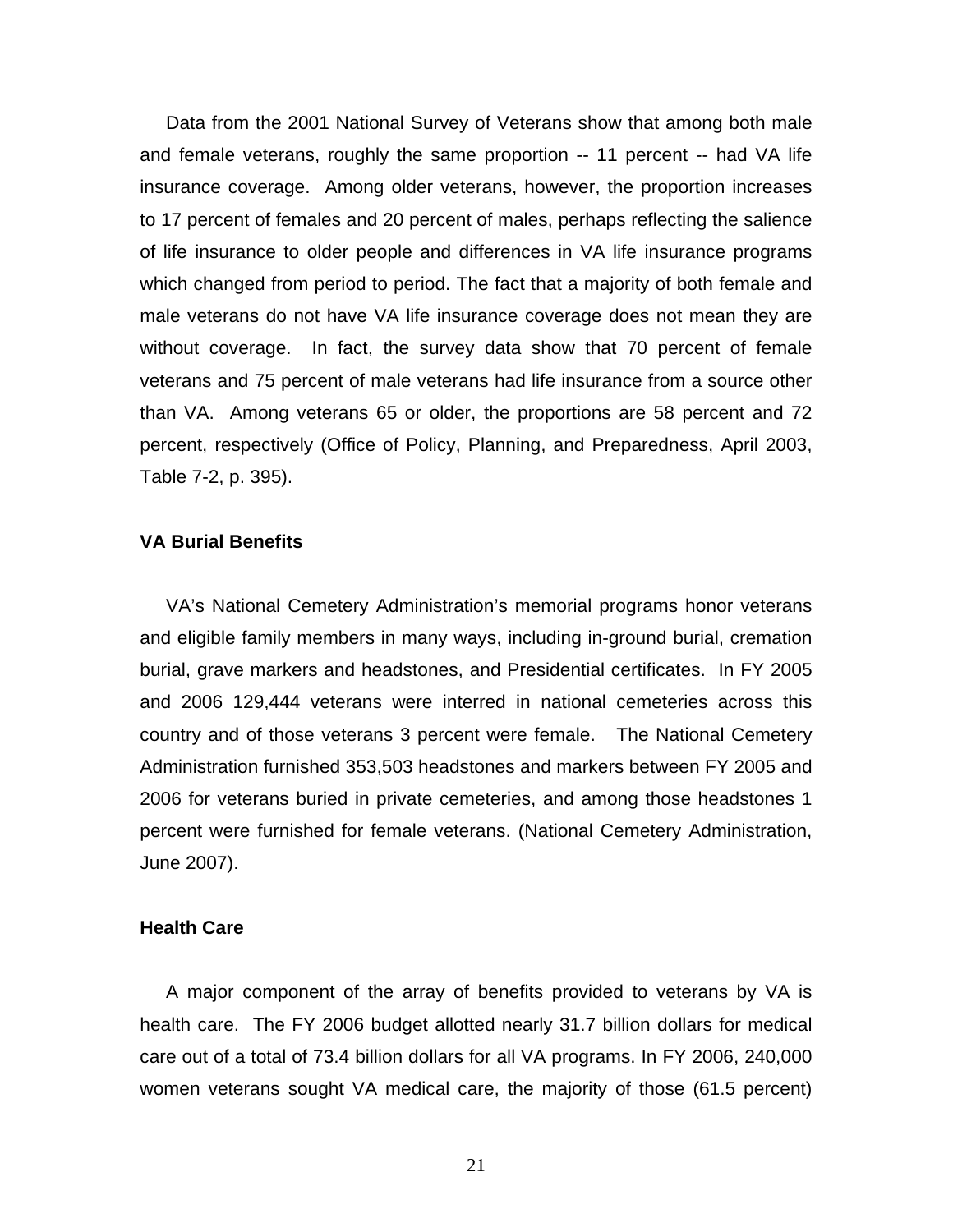Data from the 2001 National Survey of Veterans show that among both male and female veterans, roughly the same proportion -- 11 percent -- had VA life insurance coverage. Among older veterans, however, the proportion increases to 17 percent of females and 20 percent of males, perhaps reflecting the salience of life insurance to older people and differences in VA life insurance programs which changed from period to period. The fact that a majority of both female and male veterans do not have VA life insurance coverage does not mean they are without coverage. In fact, the survey data show that 70 percent of female veterans and 75 percent of male veterans had life insurance from a source other than VA. Among veterans 65 or older, the proportions are 58 percent and 72 percent, respectively (Office of Policy, Planning, and Preparedness, April 2003, Table 7-2, p. 395).

**VA Burial Benefits**

VA's National Cemetery Administration's memorial programs honor veterans and eligible family members in many ways, including in-ground burial, cremation burial, grave markers and headstones, and Presidential certificates. In FY 2005 and 2006 129,444 veterans were interred in national cemeteries across this country and of those veterans 3 percent were female. The National Cemetery Administration furnished 353,503 headstones and markers between FY 2005 and 2006 for veterans buried in private cemeteries, and among those headstones 1 percent were furnished for female veterans. (National Cemetery Administration, June 2007).

**Health Care**

A major component of the array of benefits provided to veterans by VA is health care. The FY 2006 budget allotted nearly 31.7 billion dollars for medical care out of a total of 73.4 billion dollars for all VA programs. In FY 2006, 240,000 women veterans sought VA medical care, the majority of those (61.5 percent)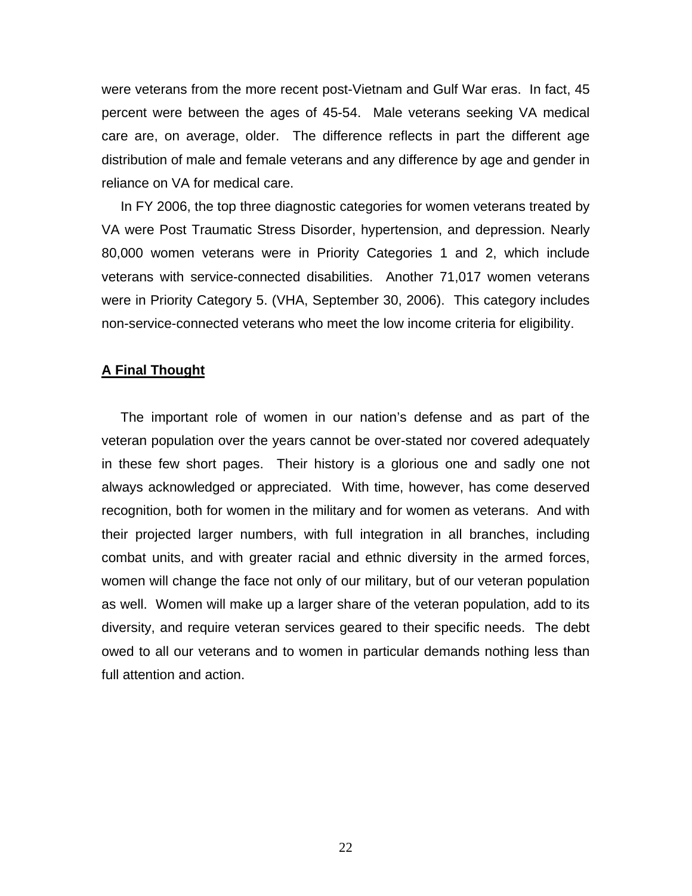were veterans from the more recent post-Vietnam and Gulf War eras. In fact, 45 percent were between the ages of 45-54. Male veterans seeking VA medical care are, on average, older. The difference reflects in part the different age distribution of male and female veterans and any difference by age and gender in reliance on VA for medical care.

In FY 2006, the top three diagnostic categories for women veterans treated by VA were Post Traumatic Stress Disorder, hypertension, and depression. Nearly 80,000 women veterans were in Priority Categories 1 and 2, which include veterans with service-connected disabilities. Another 71,017 women veterans were in Priority Category 5. (VHA, September 30, 2006). This category includes non-service-connected veterans who meet the low income criteria for eligibility.

## A Final Thought

The important role of women in our nation's defense and as part of the veteran population over the years cannot be over-stated nor covered adequately in these few short pages. Their history is a glorious one and sadly one not always acknowledged or appreciated. With time, however, has come deserved recognition, both for women in the military and for women as veterans. And with their projected larger numbers, with full integration in all branches, including combat units, and with greater racial and ethnic diversity in the armed forces, women will change the face not only of our military, but of our veteran population as well. Women will make up a larger share of the veteran population, add to its diversity, and require veteran services geared to their specific needs. The debt owed to all our veterans and to women in particular demands nothing less than full attention and action.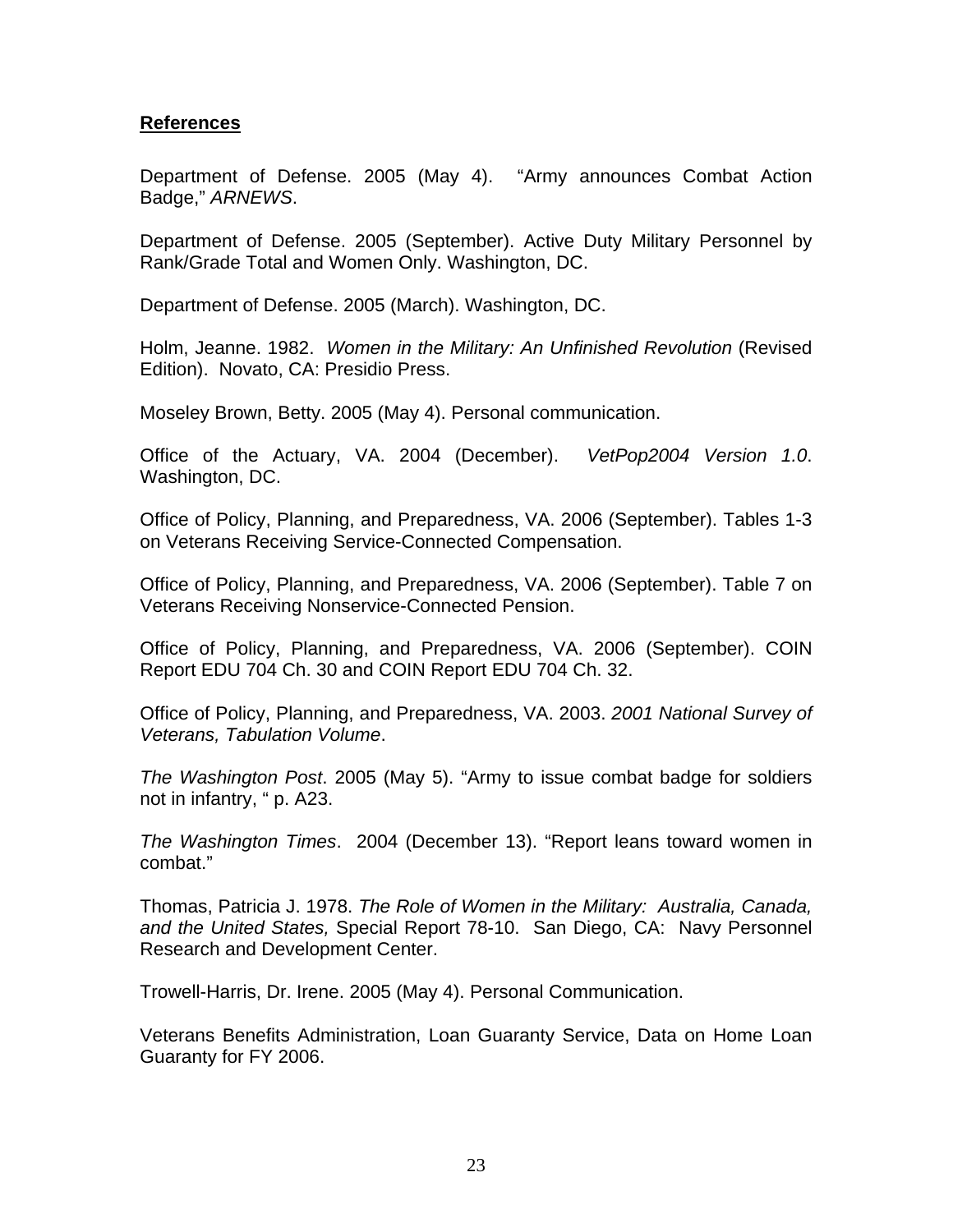**References**

Department of Defense. 2005 (May 4). "Army announces Combat Action Badge," *ARNEWS*.

Department of Defense. 2005 (September). Active Duty Military Personnel by Rank/Grade Total and Women Only. Washington, DC.

Department of Defense. 2005 (March). Washington, DC.

Holm, Jeanne. 1982. *Women in the Military: An Unfinished Revolution* (Revised Edition). Novato, CA: Presidio Press.

Moseley Brown, Betty. 2005 (May 4). Personal communication.

Office of the Actuary, VA. 2004 (December). *VetPop2004 Version 1.0*. Washington, DC.

Office of Policy, Planning, and Preparedness, VA. 2006 (September). Tables 1-3 on Veterans Receiving Service-Connected Compensation.

Office of Policy, Planning, and Preparedness, VA. 2006 (September). Table 7 on Veterans Receiving Nonservice-Connected Pension.

Office of Policy, Planning, and Preparedness, VA. 2006 (September). COIN Report EDU 704 Ch. 30 and COIN Report EDU 704 Ch. 32.

Office of Policy, Planning, and Preparedness, VA. 2003. *2001 National Survey of Veterans, Tabulation Volume*.

*The Washington Post*. 2005 (May 5). "Army to issue combat badge for soldiers not in infantry, " p. A23.

*The Washington Times*. 2004 (December 13). "Report leans toward women in combat."

Thomas, Patricia J. 1978. *The Role of Women in the Military: Australia, Canada, and the United States,* Special Report 78-10. San Diego, CA: Navy Personnel Research and Development Center.

Trowell-Harris, Dr. Irene. 2005 (May 4). Personal Communication.

Veterans Benefits Administration, Loan Guaranty Service, Data on Home Loan Guaranty for FY 2006.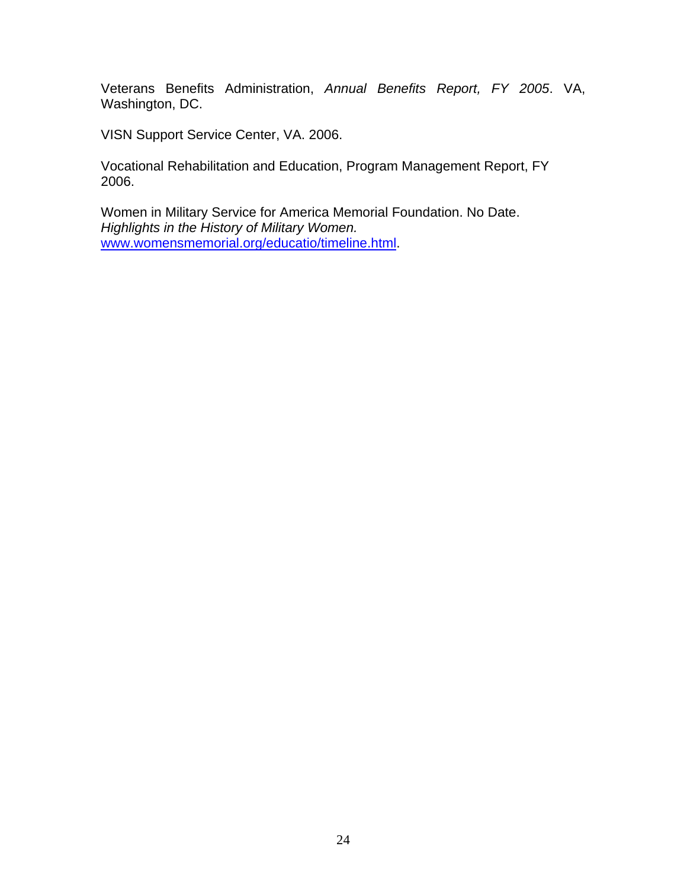Veterans Benefits Administration, *Annual Benefits Report, FY 2005*. VA, Washington, DC.

VISN Support Service Center, VA. 2006.

Vocational Rehabilitation and Education, Program Management Report, FY 2006.

Women in Military Service for America Memorial Foundation. No Date. *Highlights in the History of Military Women.* [www.womensmemorial.org/educatio/timeline.html](www.womensmemorial.org/educatio/timeline.html).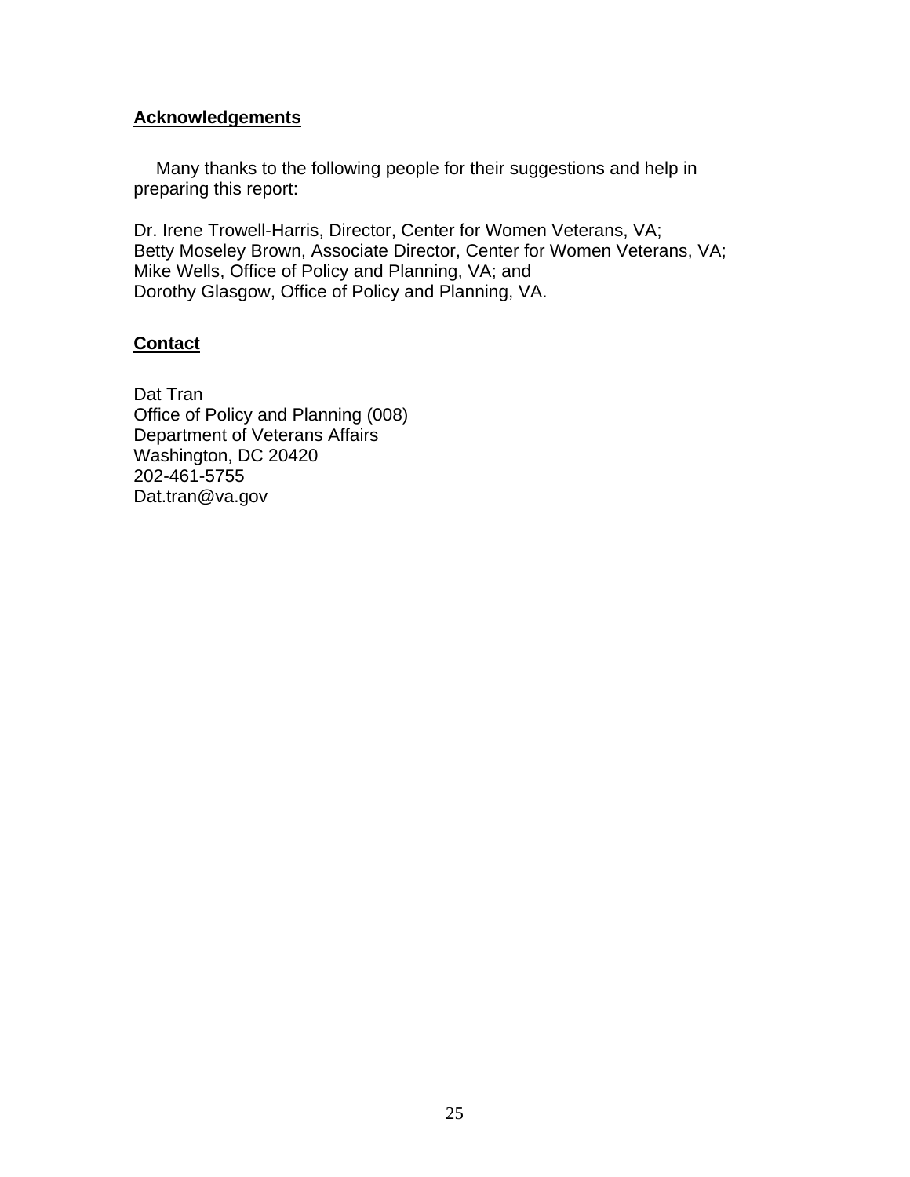## Acknowledgements

Many thanks to the following people for their suggestions and help in preparing this report:

Dr. Irene Trowell-Harris, Director, Center for Women Veterans, VA;
Betty Moseley Brown, Associate Director, Center for Women Veterans, VA;
Mike Wells, Office of Policy and Planning, VA; and
Dorothy Glasgow, Office of Policy and Planning, VA.

## Contact

Dat Tran
Office of Policy and Planning (008)
Department of Veterans Affairs
Washington, DC 20420
202-461-5755
Dat.tran@va.gov